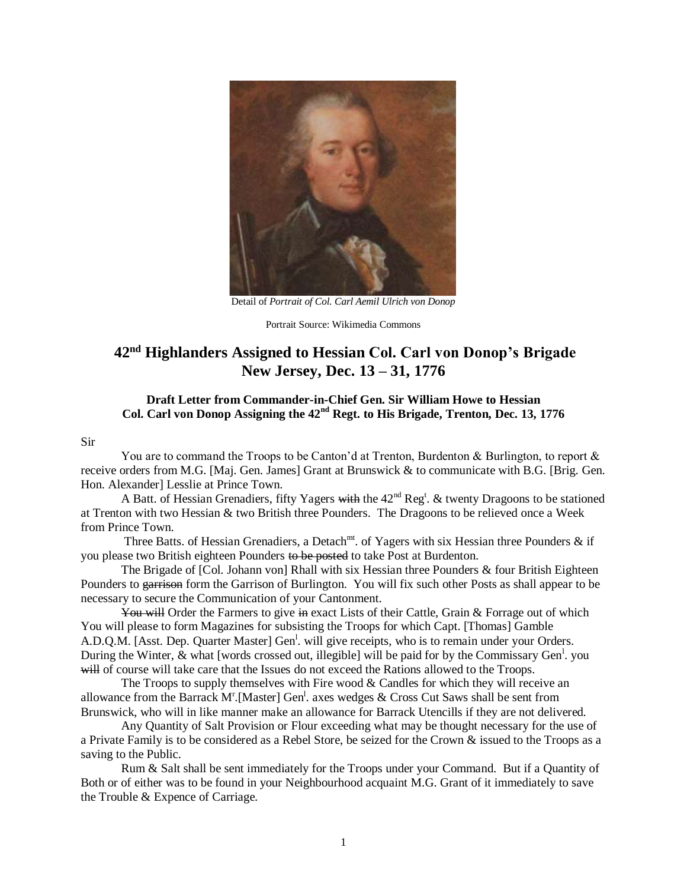Detail of *Portrait of Col. Carl Aemil Ulrich von Donop*

Portrait Source: Wikimedia Commons

# 42nd Highlanders Assigned to Hessian Col. Carl von Donop's Brigade New Jersey, Dec. 13 – 31, 1776

### Draft Letter from Commander-in-Chief Gen. Sir William Howe to Hessian Col. Carl von Donop Assigning the 42nd Regt. to His Brigade, Trenton, Dec. 13, 1776

Sir

You are to command the Troops to be Canton'd at Trenton, Burdenton & Burlington, to report & receive orders from M.G. [Maj. Gen. James] Grant at Brunswick & to communicate with B.G. [Brig. Gen. Hon. Alexander] Lesslie at Prince Town.

A Batt. of Hessian Grenadiers, fifty Yagers ~~with~~ the 42nd Regt. & twenty Dragoons to be stationed at Trenton with two Hessian & two British three Pounders. The Dragoons to be relieved once a Week from Prince Town.

Three Batts. of Hessian Grenadiers, a Detachmt. of Yagers with six Hessian three Pounders & if you please two British eighteen Pounders ~~to be posted~~ to take Post at Burdenton.

The Brigade of [Col. Johann von] Rhall with six Hessian three Pounders & four British Eighteen Pounders to ~~garrison~~ form the Garrison of Burlington. You will fix such other Posts as shall appear to be necessary to secure the Communication of your Cantonment.

~~You will~~ Order the Farmers to give ~~in~~ exact Lists of their Cattle, Grain & Forrage out of which You will please to form Magazines for subsisting the Troops for which Capt. [Thomas] Gamble A.D.Q.M. [Asst. Dep. Quarter Master] Genl. will give receipts, who is to remain under your Orders. During the Winter, & what [words crossed out, illegible] will be paid for by the Commissary Genl. you ~~will~~ of course will take care that the Issues do not exceed the Rations allowed to the Troops.

The Troops to supply themselves with Fire wood & Candles for which they will receive an allowance from the Barrack Mr.[Master] Genl. axes wedges & Cross Cut Saws shall be sent from Brunswick, who will in like manner make an allowance for Barrack Utencills if they are not delivered.

Any Quantity of Salt Provision or Flour exceeding what may be thought necessary for the use of a Private Family is to be considered as a Rebel Store, be seized for the Crown & issued to the Troops as a saving to the Public.

Rum & Salt shall be sent immediately for the Troops under your Command. But if a Quantity of Both or of either was to be found in your Neighbourhood acquaint M.G. Grant of it immediately to save the Trouble & Expence of Carriage.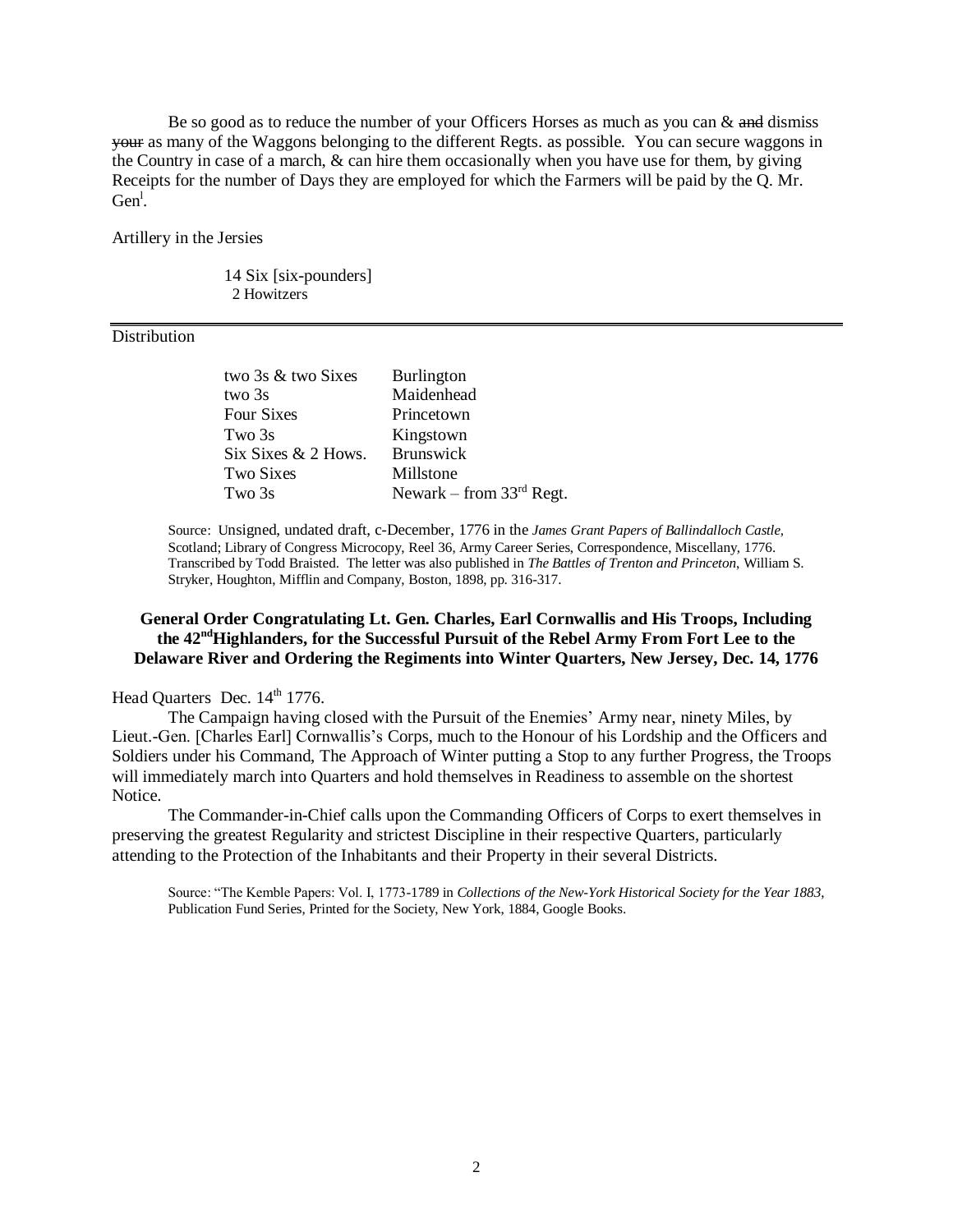Be so good as to reduce the number of your Officers Horses as much as you can & ~~and~~ dismiss ~~your~~ as many of the Waggons belonging to the different Regts. as possible. You can secure waggons in the Country in case of a march, & can hire them occasionally when you have use for them, by giving Receipts for the number of Days they are employed for which the Farmers will be paid by the Q. Mr. Gen[l].

Artillery in the Jersies

14 Six [six-pounders]
2 Howitzers

---

Distribution

| | |
|---|---|
| two 3s & two Sixes | Burlington |
| two 3s | Maidenhead |
| Four Sixes | Princetown |
| Two 3s | Kingstown |
| Six Sixes & 2 Hows. | Brunswick |
| Two Sixes | Millstone |
| Two 3s | Newark – from 33rd Regt. |

Source: Unsigned, undated draft, c-December, 1776 in the *James Grant Papers of Ballindalloch Castle*, Scotland; Library of Congress Microcopy, Reel 36, Army Career Series, Correspondence, Miscellany, 1776. Transcribed by Todd Braisted. The letter was also published in *The Battles of Trenton and Princeton*, William S. Stryker, Houghton, Mifflin and Company, Boston, 1898, pp. 316-317.

### General Order Congratulating Lt. Gen. Charles, Earl Cornwallis and His Troops, Including the 42nd Highlanders, for the Successful Pursuit of the Rebel Army From Fort Lee to the Delaware River and Ordering the Regiments into Winter Quarters, New Jersey, Dec. 14, 1776

Head Quarters Dec. 14th 1776.

The Campaign having closed with the Pursuit of the Enemies' Army near, ninety Miles, by Lieut.-Gen. [Charles Earl] Cornwallis's Corps, much to the Honour of his Lordship and the Officers and Soldiers under his Command, The Approach of Winter putting a Stop to any further Progress, the Troops will immediately march into Quarters and hold themselves in Readiness to assemble on the shortest Notice.

The Commander-in-Chief calls upon the Commanding Officers of Corps to exert themselves in preserving the greatest Regularity and strictest Discipline in their respective Quarters, particularly attending to the Protection of the Inhabitants and their Property in their several Districts.

Source: "The Kemble Papers: Vol. I, 1773-1789 in *Collections of the New-York Historical Society for the Year 1883*, Publication Fund Series, Printed for the Society, New York, 1884, Google Books.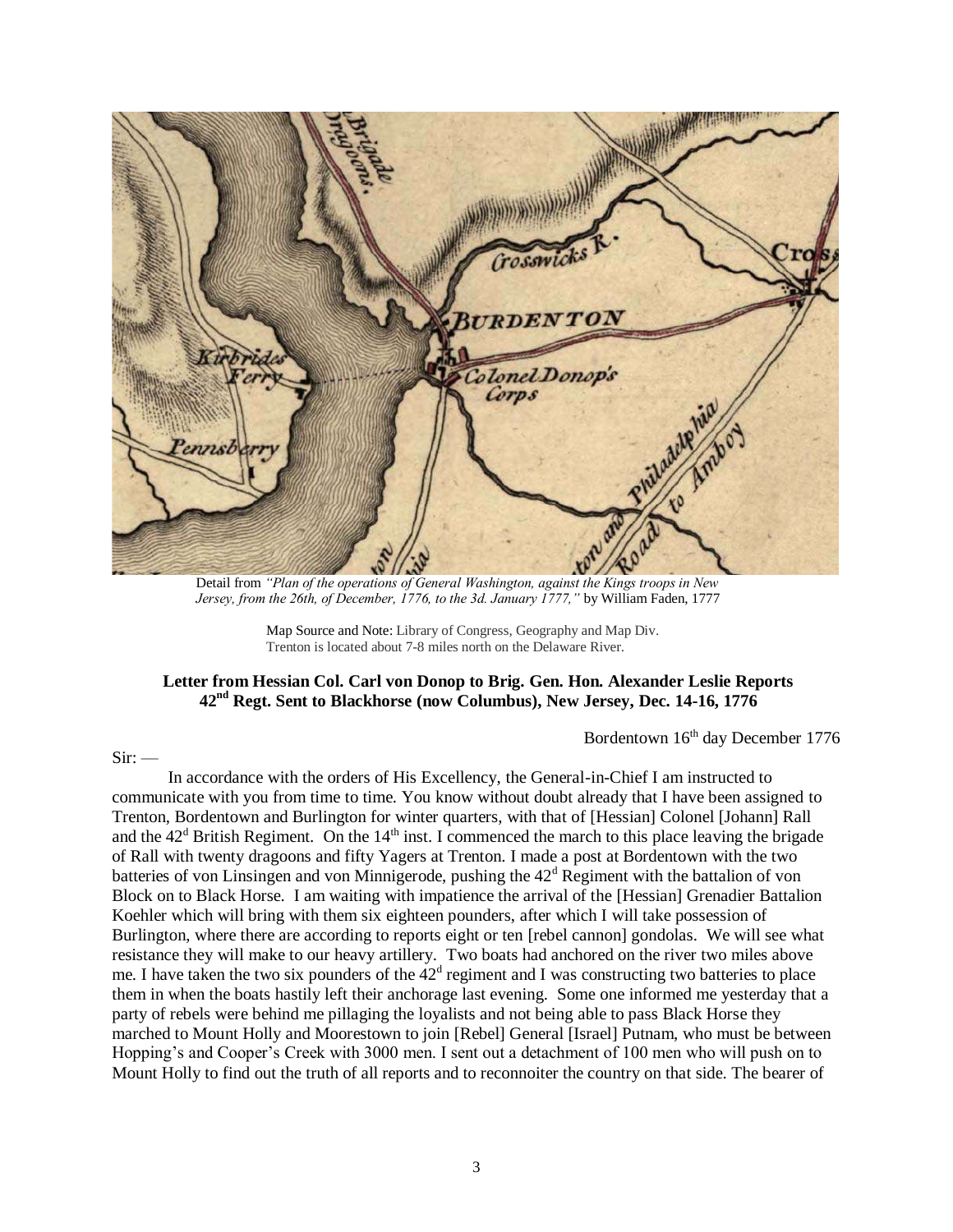Detail from *"Plan of the operations of General Washington, against the Kings troops in New Jersey, from the 26th, of December, 1776, to the 3d. January 1777,"* by William Faden, 1777

Map Source and Note: Library of Congress, Geography and Map Div.
Trenton is located about 7-8 miles north on the Delaware River.

**Letter from Hessian Col. Carl von Donop to Brig. Gen. Hon. Alexander Leslie Reports 42nd Regt. Sent to Blackhorse (now Columbus), New Jersey, Dec. 14-16, 1776**

Bordentown 16th day December 1776

Sir: —

In accordance with the orders of His Excellency, the General-in-Chief I am instructed to communicate with you from time to time. You know without doubt already that I have been assigned to Trenton, Bordentown and Burlington for winter quarters, with that of [Hessian] Colonel [Johann] Rall and the 42d British Regiment. On the 14th inst. I commenced the march to this place leaving the brigade of Rall with twenty dragoons and fifty Yagers at Trenton. I made a post at Bordentown with the two batteries of von Linsingen and von Minnigerode, pushing the 42d Regiment with the battalion of von Block on to Black Horse. I am waiting with impatience the arrival of the [Hessian] Grenadier Battalion Koehler which will bring with them six eighteen pounders, after which I will take possession of Burlington, where there are according to reports eight or ten [rebel cannon] gondolas. We will see what resistance they will make to our heavy artillery. Two boats had anchored on the river two miles above me. I have taken the two six pounders of the 42d regiment and I was constructing two batteries to place them in when the boats hastily left their anchorage last evening. Some one informed me yesterday that a party of rebels were behind me pillaging the loyalists and not being able to pass Black Horse they marched to Mount Holly and Moorestown to join [Rebel] General [Israel] Putnam, who must be between Hopping's and Cooper's Creek with 3000 men. I sent out a detachment of 100 men who will push on to Mount Holly to find out the truth of all reports and to reconnoiter the country on that side. The bearer of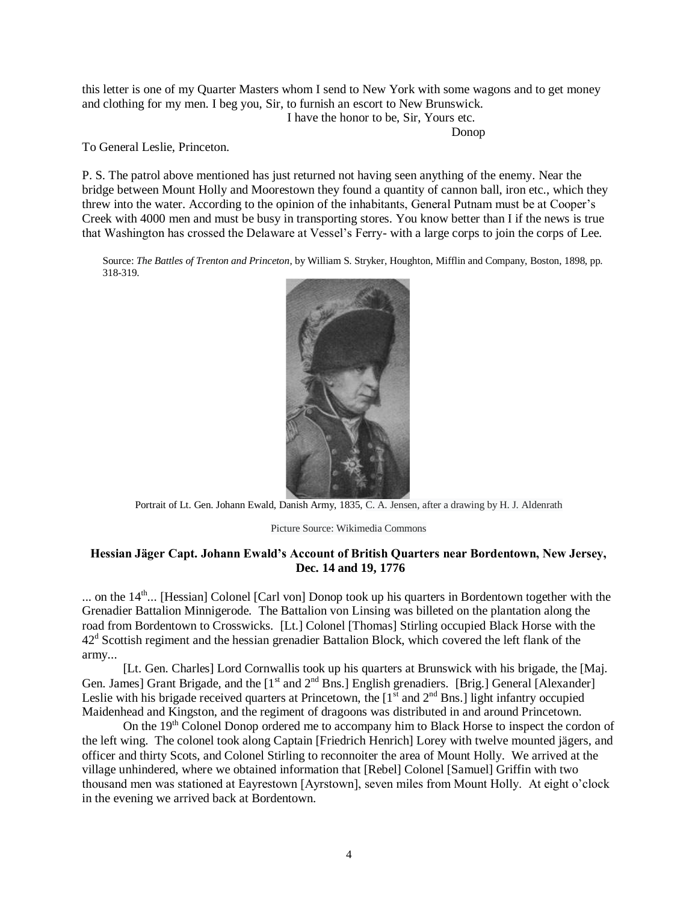this letter is one of my Quarter Masters whom I send to New York with some wagons and to get money and clothing for my men. I beg you, Sir, to furnish an escort to New Brunswick.

I have the honor to be, Sir, Yours etc.

Donop

To General Leslie, Princeton.

P. S. The patrol above mentioned has just returned not having seen anything of the enemy. Near the bridge between Mount Holly and Moorestown they found a quantity of cannon ball, iron etc., which they threw into the water. According to the opinion of the inhabitants, General Putnam must be at Cooper's Creek with 4000 men and must be busy in transporting stores. You know better than I if the news is true that Washington has crossed the Delaware at Vessel's Ferry- with a large corps to join the corps of Lee.

Source: *The Battles of Trenton and Princeton*, by William S. Stryker, Houghton, Mifflin and Company, Boston, 1898, pp. 318-319.

Portrait of Lt. Gen. Johann Ewald, Danish Army, 1835, C. A. Jensen, after a drawing by H. J. Aldenrath

Picture Source: Wikimedia Commons

### Hessian Jäger Capt. Johann Ewald's Account of British Quarters near Bordentown, New Jersey, Dec. 14 and 19, 1776

... on the 14th... [Hessian] Colonel [Carl von] Donop took up his quarters in Bordentown together with the Grenadier Battalion Minnigerode. The Battalion von Linsing was billeted on the plantation along the road from Bordentown to Crosswicks. [Lt.] Colonel [Thomas] Stirling occupied Black Horse with the 42d Scottish regiment and the hessian grenadier Battalion Block, which covered the left flank of the army...

[Lt. Gen. Charles] Lord Cornwallis took up his quarters at Brunswick with his brigade, the [Maj. Gen. James] Grant Brigade, and the [1st and 2nd Bns.] English grenadiers. [Brig.] General [Alexander] Leslie with his brigade received quarters at Princetown, the [1st and 2nd Bns.] light infantry occupied Maidenhead and Kingston, and the regiment of dragoons was distributed in and around Princetown.

On the 19th Colonel Donop ordered me to accompany him to Black Horse to inspect the cordon of the left wing. The colonel took along Captain [Friedrich Henrich] Lorey with twelve mounted jägers, and officer and thirty Scots, and Colonel Stirling to reconnoiter the area of Mount Holly. We arrived at the village unhindered, where we obtained information that [Rebel] Colonel [Samuel] Griffin with two thousand men was stationed at Eayrestown [Ayrstown], seven miles from Mount Holly. At eight o'clock in the evening we arrived back at Bordentown.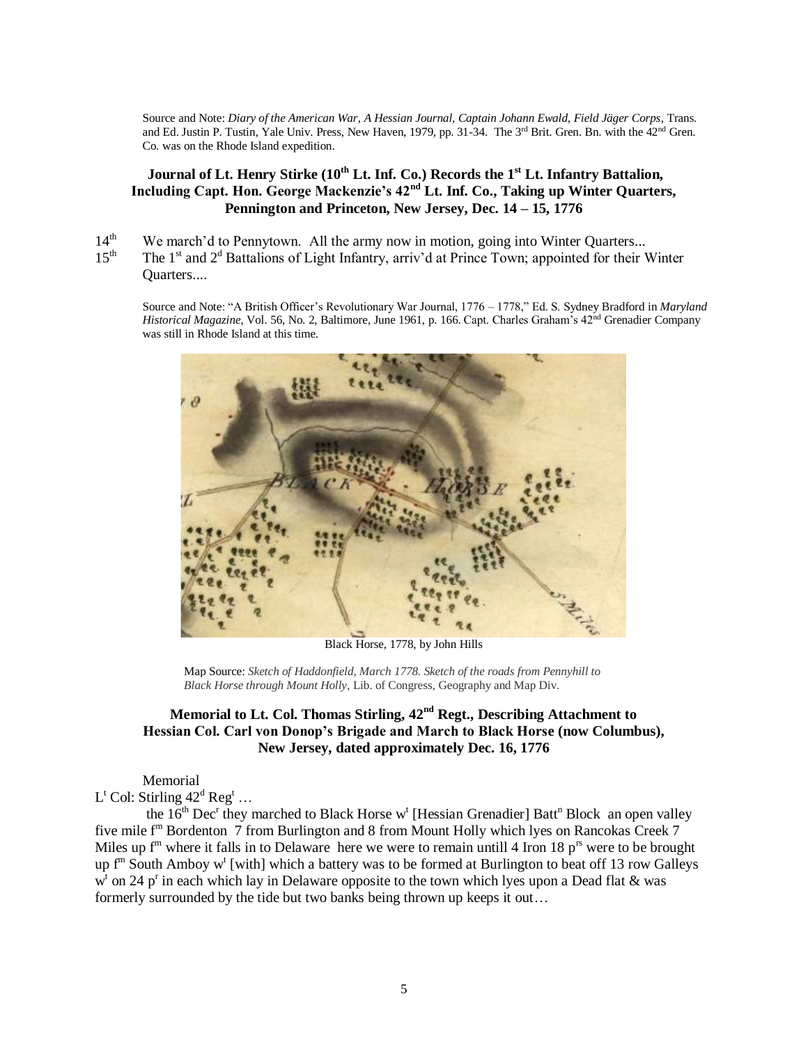Source and Note: *Diary of the American War, A Hessian Journal, Captain Johann Ewald, Field Jäger Corps*, Trans. and Ed. Justin P. Tustin, Yale Univ. Press, New Haven, 1979, pp. 31-34. The 3rd Brit. Gren. Bn. with the 42nd Gren. Co. was on the Rhode Island expedition.

### Journal of Lt. Henry Stirke (10th Lt. Inf. Co.) Records the 1st Lt. Infantry Battalion, Including Capt. Hon. George Mackenzie's 42nd Lt. Inf. Co., Taking up Winter Quarters, Pennington and Princeton, New Jersey, Dec. 14 – 15, 1776

14th We march'd to Pennytown. All the army now in motion, going into Winter Quarters...

15th The 1st and 2d Battalions of Light Infantry, arriv'd at Prince Town; appointed for their Winter Quarters....

Source and Note: "A British Officer's Revolutionary War Journal, 1776 – 1778," Ed. S. Sydney Bradford in *Maryland Historical Magazine*, Vol. 56, No. 2, Baltimore, June 1961, p. 166. Capt. Charles Graham's 42nd Grenadier Company was still in Rhode Island at this time.

Black Horse, 1778, by John Hills

Map Source: *Sketch of Haddonfield, March 1778. Sketch of the roads from Pennyhill to Black Horse through Mount Holly*, Lib. of Congress, Geography and Map Div.

### Memorial to Lt. Col. Thomas Stirling, 42nd Regt., Describing Attachment to Hessian Col. Carl von Donop's Brigade and March to Black Horse (now Columbus), New Jersey, dated approximately Dec. 16, 1776

Memorial

Lt Col: Stirling 42d Regt …

the 16th Decr they marched to Black Horse wt [Hessian Grenadier] Battn Block an open valley five mile fm Bordenton 7 from Burlington and 8 from Mount Holly which lyes on Rancokas Creek 7 Miles up fm where it falls in to Delaware here we were to remain untill 4 Iron 18 prs were to be brought up fm South Amboy wt [with] which a battery was to be formed at Burlington to beat off 13 row Galleys wt on 24 pr in each which lay in Delaware opposite to the town which lyes upon a Dead flat & was formerly surrounded by the tide but two banks being thrown up keeps it out…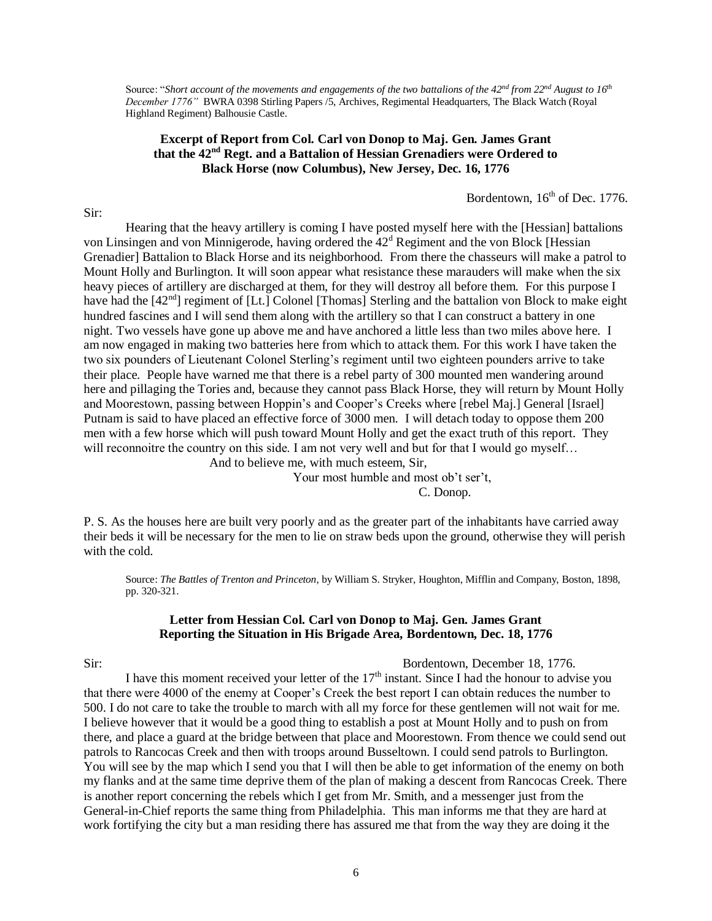Source: "*Short account of the movements and engagements of the two battalions of the 42nd from 22nd August to 16th December 1776"* BWRA 0398 Stirling Papers /5, Archives, Regimental Headquarters, The Black Watch (Royal Highland Regiment) Balhousie Castle.

### Excerpt of Report from Col. Carl von Donop to Maj. Gen. James Grant that the 42nd Regt. and a Battalion of Hessian Grenadiers were Ordered to Black Horse (now Columbus), New Jersey, Dec. 16, 1776

Bordentown, 16th of Dec. 1776.

Sir:

Hearing that the heavy artillery is coming I have posted myself here with the [Hessian] battalions von Linsingen and von Minnigerode, having ordered the 42d Regiment and the von Block [Hessian Grenadier] Battalion to Black Horse and its neighborhood. From there the chasseurs will make a patrol to Mount Holly and Burlington. It will soon appear what resistance these marauders will make when the six heavy pieces of artillery are discharged at them, for they will destroy all before them. For this purpose I have had the [42nd] regiment of [Lt.] Colonel [Thomas] Sterling and the battalion von Block to make eight hundred fascines and I will send them along with the artillery so that I can construct a battery in one night. Two vessels have gone up above me and have anchored a little less than two miles above here. I am now engaged in making two batteries here from which to attack them. For this work I have taken the two six pounders of Lieutenant Colonel Sterling's regiment until two eighteen pounders arrive to take their place. People have warned me that there is a rebel party of 300 mounted men wandering around here and pillaging the Tories and, because they cannot pass Black Horse, they will return by Mount Holly and Moorestown, passing between Hoppin's and Cooper's Creeks where [rebel Maj.] General [Israel] Putnam is said to have placed an effective force of 3000 men. I will detach today to oppose them 200 men with a few horse which will push toward Mount Holly and get the exact truth of this report. They will reconnoitre the country on this side. I am not very well and but for that I would go myself…

And to believe me, with much esteem, Sir,

Your most humble and most ob't ser't,

C. Donop.

P. S. As the houses here are built very poorly and as the greater part of the inhabitants have carried away their beds it will be necessary for the men to lie on straw beds upon the ground, otherwise they will perish with the cold.

Source: *The Battles of Trenton and Princeton*, by William S. Stryker, Houghton, Mifflin and Company, Boston, 1898, pp. 320-321.

### Letter from Hessian Col. Carl von Donop to Maj. Gen. James Grant Reporting the Situation in His Brigade Area, Bordentown, Dec. 18, 1776

Sir: Bordentown, December 18, 1776.

I have this moment received your letter of the 17th instant. Since I had the honour to advise you that there were 4000 of the enemy at Cooper's Creek the best report I can obtain reduces the number to 500. I do not care to take the trouble to march with all my force for these gentlemen will not wait for me. I believe however that it would be a good thing to establish a post at Mount Holly and to push on from there, and place a guard at the bridge between that place and Moorestown. From thence we could send out patrols to Rancocas Creek and then with troops around Busseltown. I could send patrols to Burlington. You will see by the map which I send you that I will then be able to get information of the enemy on both my flanks and at the same time deprive them of the plan of making a descent from Rancocas Creek. There is another report concerning the rebels which I get from Mr. Smith, and a messenger just from the General-in-Chief reports the same thing from Philadelphia. This man informs me that they are hard at work fortifying the city but a man residing there has assured me that from the way they are doing it the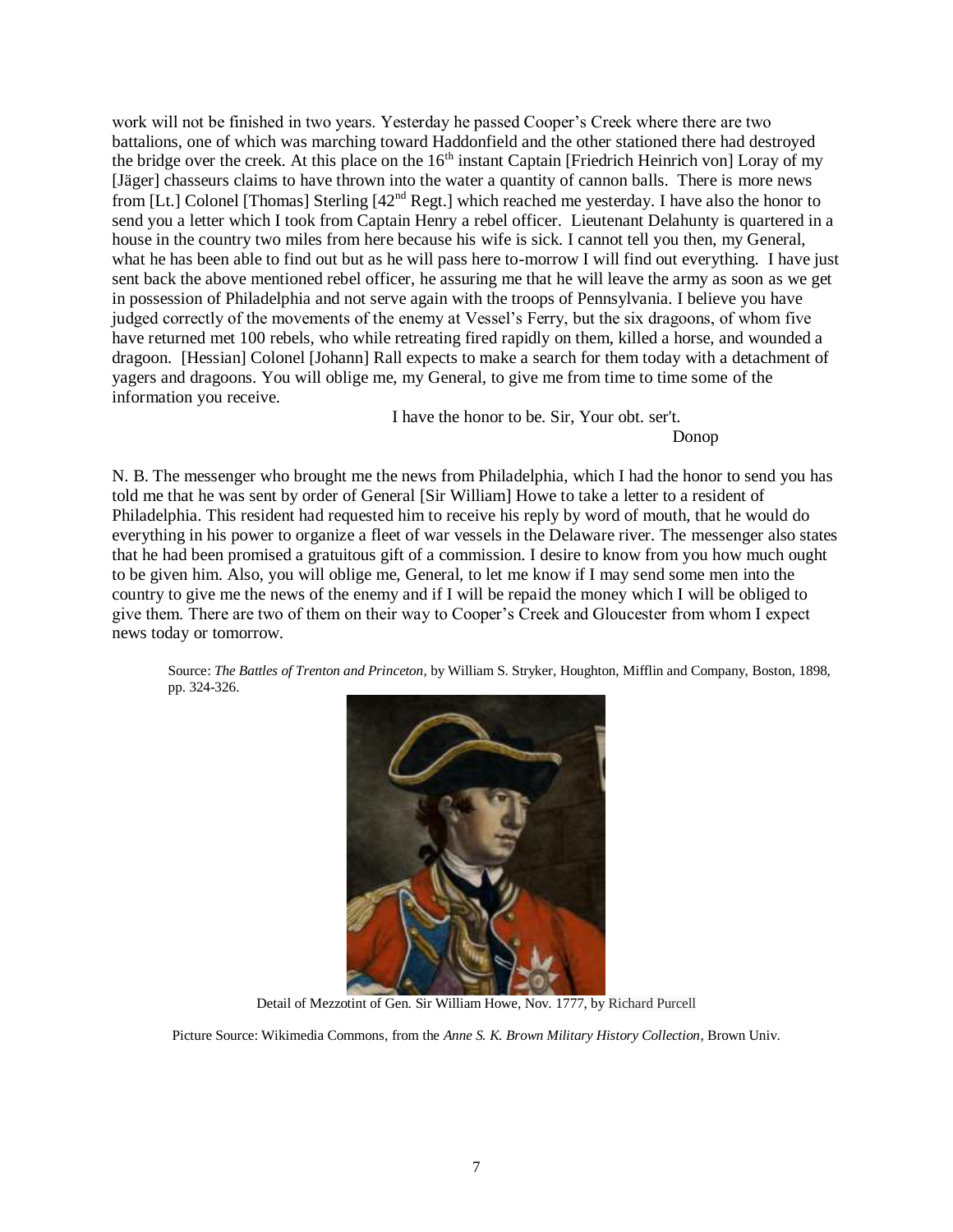work will not be finished in two years. Yesterday he passed Cooper's Creek where there are two battalions, one of which was marching toward Haddonfield and the other stationed there had destroyed the bridge over the creek. At this place on the 16th instant Captain [Friedrich Heinrich von] Loray of my [Jäger] chasseurs claims to have thrown into the water a quantity of cannon balls. There is more news from [Lt.] Colonel [Thomas] Sterling [42nd Regt.] which reached me yesterday. I have also the honor to send you a letter which I took from Captain Henry a rebel officer. Lieutenant Delahunty is quartered in a house in the country two miles from here because his wife is sick. I cannot tell you then, my General, what he has been able to find out but as he will pass here to-morrow I will find out everything. I have just sent back the above mentioned rebel officer, he assuring me that he will leave the army as soon as we get in possession of Philadelphia and not serve again with the troops of Pennsylvania. I believe you have judged correctly of the movements of the enemy at Vessel's Ferry, but the six dragoons, of whom five have returned met 100 rebels, who while retreating fired rapidly on them, killed a horse, and wounded a dragoon. [Hessian] Colonel [Johann] Rall expects to make a search for them today with a detachment of yagers and dragoons. You will oblige me, my General, to give me from time to time some of the information you receive.

I have the honor to be. Sir, Your obt. ser't.

Donop

N. B. The messenger who brought me the news from Philadelphia, which I had the honor to send you has told me that he was sent by order of General [Sir William] Howe to take a letter to a resident of Philadelphia. This resident had requested him to receive his reply by word of mouth, that he would do everything in his power to organize a fleet of war vessels in the Delaware river. The messenger also states that he had been promised a gratuitous gift of a commission. I desire to know from you how much ought to be given him. Also, you will oblige me, General, to let me know if I may send some men into the country to give me the news of the enemy and if I will be repaid the money which I will be obliged to give them. There are two of them on their way to Cooper's Creek and Gloucester from whom I expect news today or tomorrow.

Source: *The Battles of Trenton and Princeton*, by William S. Stryker, Houghton, Mifflin and Company, Boston, 1898, pp. 324-326.

Detail of Mezzotint of Gen. Sir William Howe, Nov. 1777, by Richard Purcell

Picture Source: Wikimedia Commons, from the *Anne S. K. Brown Military History Collection*, Brown Univ.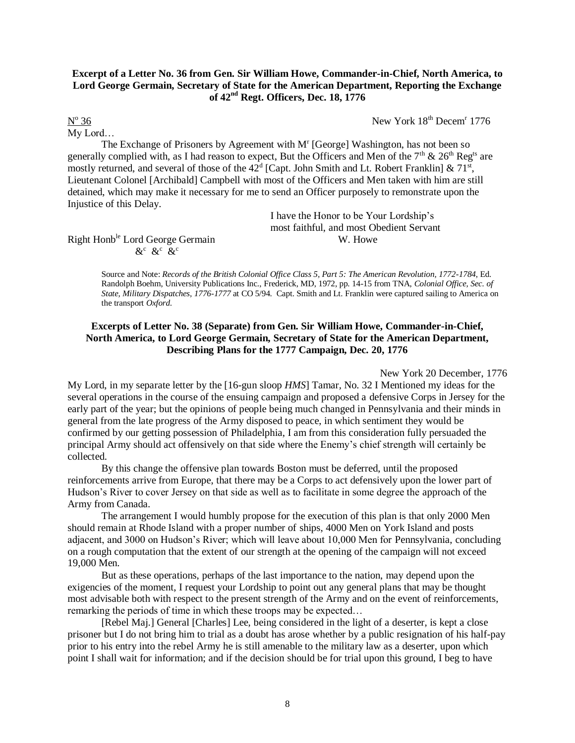**Excerpt of a Letter No. 36 from Gen. Sir William Howe, Commander-in-Chief, North America, to Lord George Germain, Secretary of State for the American Department, Reporting the Exchange of 42nd Regt. Officers, Dec. 18, 1776**

No 36 New York 18th Decemr 1776

My Lord…

The Exchange of Prisoners by Agreement with Mr [George] Washington, has not been so generally complied with, as I had reason to expect, But the Officers and Men of the 7th & 26th Regts are mostly returned, and several of those of the 42d [Capt. John Smith and Lt. Robert Franklin] & 71st, Lieutenant Colonel [Archibald] Campbell with most of the Officers and Men taken with him are still detained, which may make it necessary for me to send an Officer purposely to remonstrate upon the Injustice of this Delay.

I have the Honor to be Your Lordship's most faithful, and most Obedient Servant
W. Howe

Right Honble Lord George Germain
&c &c &c

Source and Note: *Records of the British Colonial Office Class 5, Part 5: The American Revolution, 1772-1784*, Ed. Randolph Boehm, University Publications Inc., Frederick, MD, 1972, pp. 14-15 from TNA, *Colonial Office, Sec. of State, Military Dispatches, 1776-1777* at CO 5/94. Capt. Smith and Lt. Franklin were captured sailing to America on the transport *Oxford*.

**Excerpts of Letter No. 38 (Separate) from Gen. Sir William Howe, Commander-in-Chief, North America, to Lord George Germain, Secretary of State for the American Department, Describing Plans for the 1777 Campaign, Dec. 20, 1776**

New York 20 December, 1776

My Lord, in my separate letter by the [16-gun sloop *HMS*] Tamar, No. 32 I Mentioned my ideas for the several operations in the course of the ensuing campaign and proposed a defensive Corps in Jersey for the early part of the year; but the opinions of people being much changed in Pennsylvania and their minds in general from the late progress of the Army disposed to peace, in which sentiment they would be confirmed by our getting possession of Philadelphia, I am from this consideration fully persuaded the principal Army should act offensively on that side where the Enemy's chief strength will certainly be collected.

By this change the offensive plan towards Boston must be deferred, until the proposed reinforcements arrive from Europe, that there may be a Corps to act defensively upon the lower part of Hudson's River to cover Jersey on that side as well as to facilitate in some degree the approach of the Army from Canada.

The arrangement I would humbly propose for the execution of this plan is that only 2000 Men should remain at Rhode Island with a proper number of ships, 4000 Men on York Island and posts adjacent, and 3000 on Hudson's River; which will leave about 10,000 Men for Pennsylvania, concluding on a rough computation that the extent of our strength at the opening of the campaign will not exceed 19,000 Men.

But as these operations, perhaps of the last importance to the nation, may depend upon the exigencies of the moment, I request your Lordship to point out any general plans that may be thought most advisable both with respect to the present strength of the Army and on the event of reinforcements, remarking the periods of time in which these troops may be expected…

[Rebel Maj.] General [Charles] Lee, being considered in the light of a deserter, is kept a close prisoner but I do not bring him to trial as a doubt has arose whether by a public resignation of his half-pay prior to his entry into the rebel Army he is still amenable to the military law as a deserter, upon which point I shall wait for information; and if the decision should be for trial upon this ground, I beg to have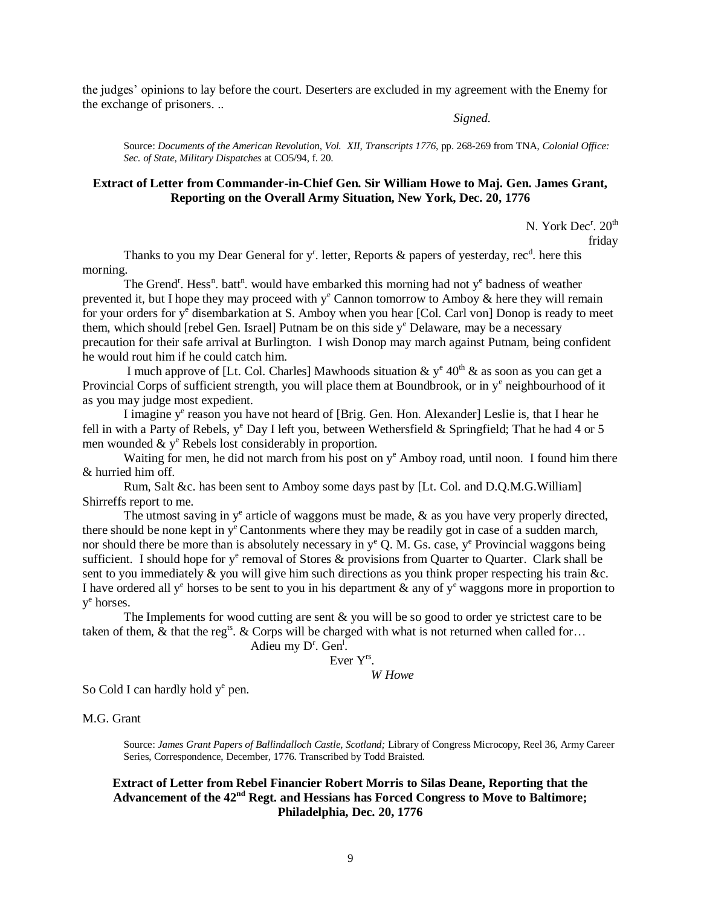the judges' opinions to lay before the court. Deserters are excluded in my agreement with the Enemy for the exchange of prisoners. ..

*Signed.*

> Source: *Documents of the American Revolution, Vol. XII, Transcripts 1776*, pp. 268-269 from TNA, *Colonial Office: Sec. of State, Military Dispatches* at CO5/94, f. 20.

**Extract of Letter from Commander-in-Chief Gen. Sir William Howe to Maj. Gen. James Grant, Reporting on the Overall Army Situation, New York, Dec. 20, 1776**

N. York Dec[r]. 20[th]
friday

Thanks to you my Dear General for y[r]. letter, Reports & papers of yesterday, rec[d]. here this morning.

The Grend[r]. Hess[n]. batt[n]. would have embarked this morning had not y[e] badness of weather prevented it, but I hope they may proceed with y[e] Cannon tomorrow to Amboy & here they will remain for your orders for y[e] disembarkation at S. Amboy when you hear [Col. Carl von] Donop is ready to meet them, which should [rebel Gen. Israel] Putnam be on this side y[e] Delaware, may be a necessary precaution for their safe arrival at Burlington. I wish Donop may march against Putnam, being confident he would rout him if he could catch him.

I much approve of [Lt. Col. Charles] Mawhoods situation & y[e] 40[th] & as soon as you can get a Provincial Corps of sufficient strength, you will place them at Boundbrook, or in y[e] neighbourhood of it as you may judge most expedient.

I imagine y[e] reason you have not heard of [Brig. Gen. Hon. Alexander] Leslie is, that I hear he fell in with a Party of Rebels, y[e] Day I left you, between Wethersfield & Springfield; That he had 4 or 5 men wounded & y[e] Rebels lost considerably in proportion.

Waiting for men, he did not march from his post on y[e] Amboy road, until noon. I found him there & hurried him off.

Rum, Salt &c. has been sent to Amboy some days past by [Lt. Col. and D.Q.M.G.William] Shirreffs report to me.

The utmost saving in y[e] article of waggons must be made, & as you have very properly directed, there should be none kept in y[e] Cantonments where they may be readily got in case of a sudden march, nor should there be more than is absolutely necessary in y[e] Q. M. Gs. case, y[e] Provincial waggons being sufficient. I should hope for y[e] removal of Stores & provisions from Quarter to Quarter. Clark shall be sent to you immediately & you will give him such directions as you think proper respecting his train &c. I have ordered all y[e] horses to be sent to you in his department & any of y[e] waggons more in proportion to y[e] horses.

The Implements for wood cutting are sent & you will be so good to order ye strictest care to be taken of them, & that the reg[ts]. & Corps will be charged with what is not returned when called for…

Adieu my D[r]. Gen[l].

Ever Y[rs].

*W Howe*

So Cold I can hardly hold y[e] pen.

M.G. Grant

> Source: *James Grant Papers of Ballindalloch Castle, Scotland;* Library of Congress Microcopy, Reel 36, Army Career Series, Correspondence, December, 1776. Transcribed by Todd Braisted.

**Extract of Letter from Rebel Financier Robert Morris to Silas Deane, Reporting that the Advancement of the 42[nd] Regt. and Hessians has Forced Congress to Move to Baltimore; Philadelphia, Dec. 20, 1776**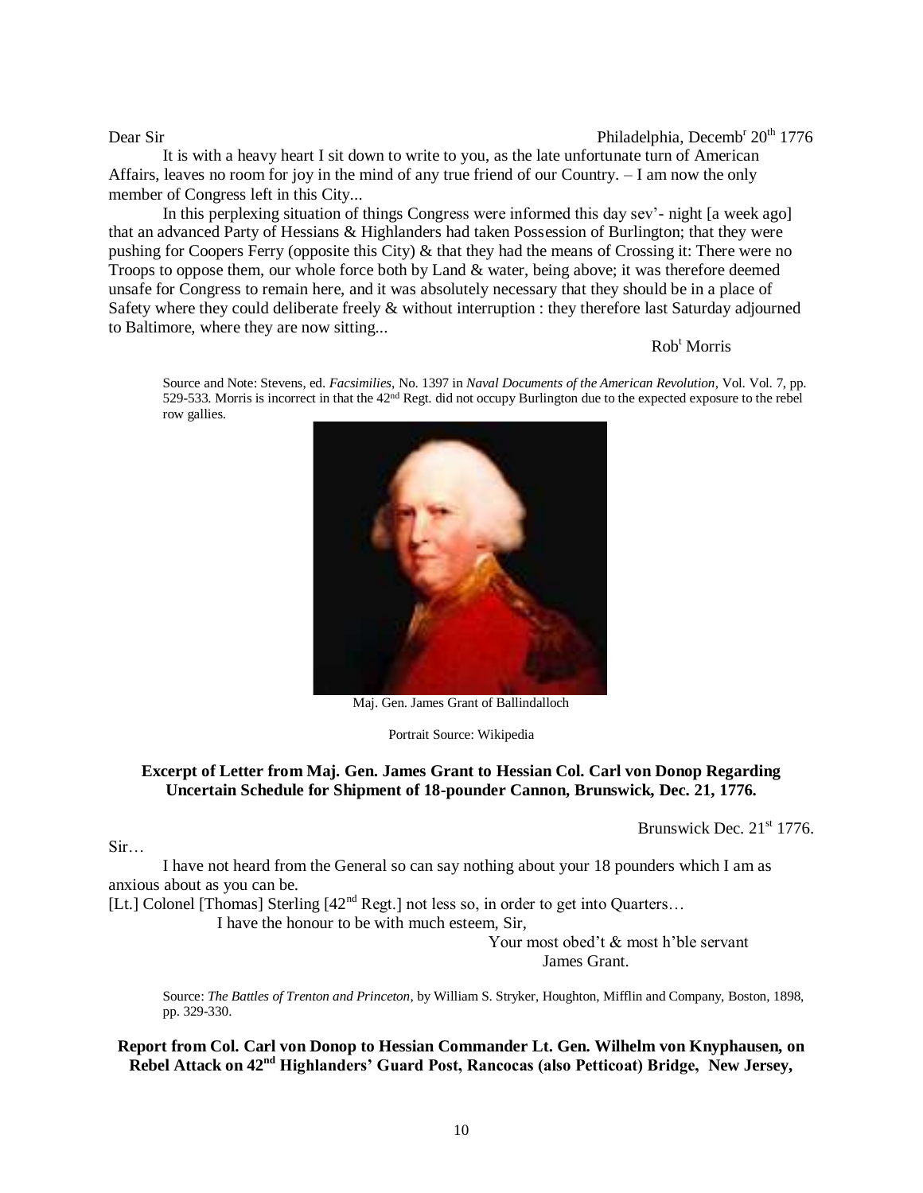Dear Sir Philadelphia, Decemb[r] 20[th] 1776

It is with a heavy heart I sit down to write to you, as the late unfortunate turn of American Affairs, leaves no room for joy in the mind of any true friend of our Country. – I am now the only member of Congress left in this City...

In this perplexing situation of things Congress were informed this day sev'- night [a week ago] that an advanced Party of Hessians & Highlanders had taken Possession of Burlington; that they were pushing for Coopers Ferry (opposite this City) & that they had the means of Crossing it: There were no Troops to oppose them, our whole force both by Land & water, being above; it was therefore deemed unsafe for Congress to remain here, and it was absolutely necessary that they should be in a place of Safety where they could deliberate freely & without interruption : they therefore last Saturday adjourned to Baltimore, where they are now sitting...

Rob[t] Morris

Source and Note: Stevens, ed. *Facsimilies*, No. 1397 in *Naval Documents of the American Revolution*, Vol. Vol. 7, pp. 529-533. Morris is incorrect in that the 42[nd] Regt. did not occupy Burlington due to the expected exposure to the rebel row gallies.

Maj. Gen. James Grant of Ballindalloch

Portrait Source: Wikipedia

**Excerpt of Letter from Maj. Gen. James Grant to Hessian Col. Carl von Donop Regarding Uncertain Schedule for Shipment of 18-pounder Cannon, Brunswick, Dec. 21, 1776.**

Brunswick Dec. 21[st] 1776.

Sir…

I have not heard from the General so can say nothing about your 18 pounders which I am as anxious about as you can be.

[Lt.] Colonel [Thomas] Sterling [42[nd] Regt.] not less so, in order to get into Quarters…

I have the honour to be with much esteem, Sir,

Your most obed't & most h'ble servant
James Grant.

Source: *The Battles of Trenton and Princeton*, by William S. Stryker, Houghton, Mifflin and Company, Boston, 1898, pp. 329-330.

**Report from Col. Carl von Donop to Hessian Commander Lt. Gen. Wilhelm von Knyphausen, on Rebel Attack on 42[nd] Highlanders' Guard Post, Rancocas (also Petticoat) Bridge, New Jersey,**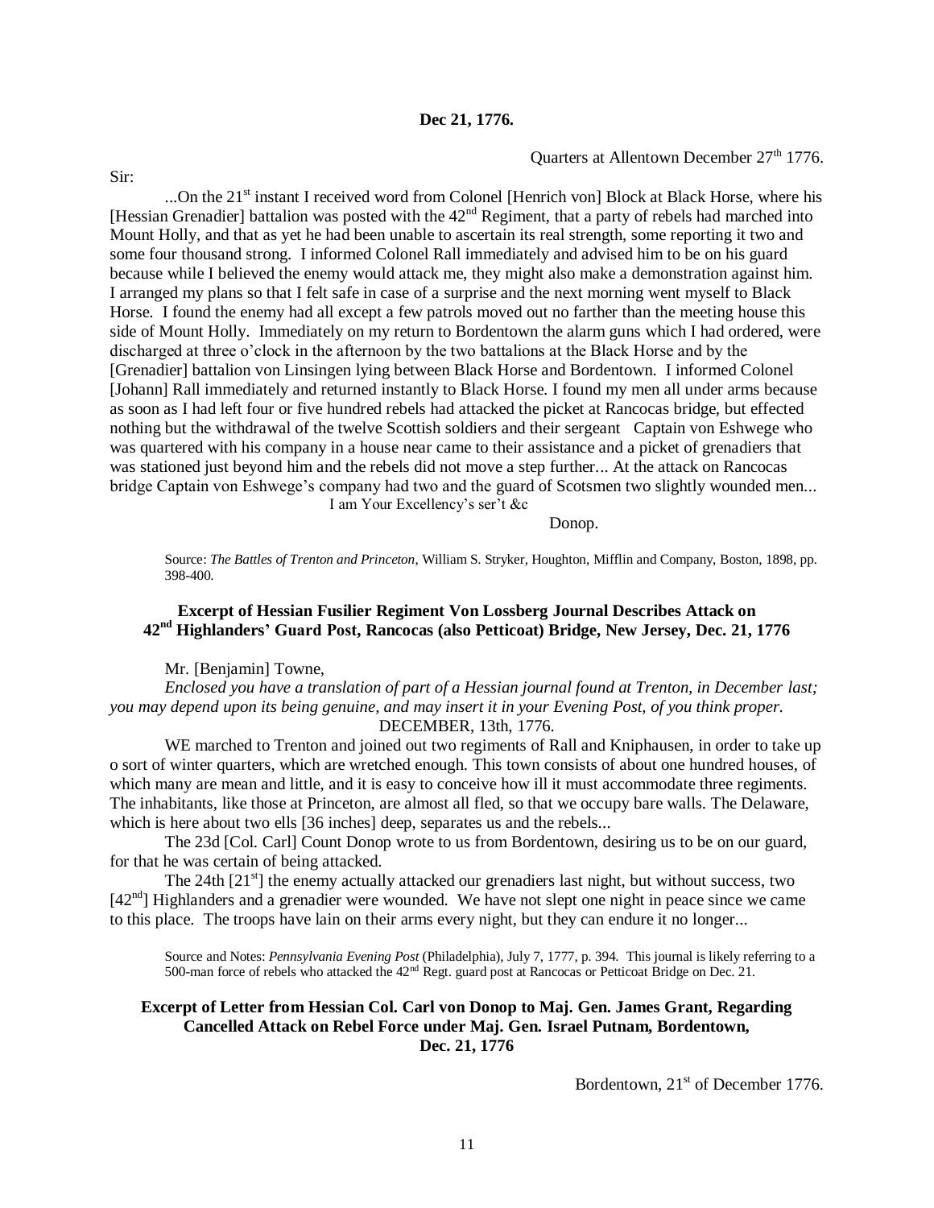**Dec 21, 1776.**

Quarters at Allentown December 27th 1776.

Sir:

...On the 21st instant I received word from Colonel [Henrich von] Block at Black Horse, where his [Hessian Grenadier] battalion was posted with the 42nd Regiment, that a party of rebels had marched into Mount Holly, and that as yet he had been unable to ascertain its real strength, some reporting it two and some four thousand strong. I informed Colonel Rall immediately and advised him to be on his guard because while I believed the enemy would attack me, they might also make a demonstration against him. I arranged my plans so that I felt safe in case of a surprise and the next morning went myself to Black Horse. I found the enemy had all except a few patrols moved out no farther than the meeting house this side of Mount Holly. Immediately on my return to Bordentown the alarm guns which I had ordered, were discharged at three o'clock in the afternoon by the two battalions at the Black Horse and by the [Grenadier] battalion von Linsingen lying between Black Horse and Bordentown. I informed Colonel [Johann] Rall immediately and returned instantly to Black Horse. I found my men all under arms because as soon as I had left four or five hundred rebels had attacked the picket at Rancocas bridge, but effected nothing but the withdrawal of the twelve Scottish soldiers and their sergeant Captain von Eshwege who was quartered with his company in a house near came to their assistance and a picket of grenadiers that was stationed just beyond him and the rebels did not move a step further... At the attack on Rancocas bridge Captain von Eshwege's company had two and the guard of Scotsmen two slightly wounded men...

I am Your Excellency's ser't &c

Donop.

Source: *The Battles of Trenton and Princeton*, William S. Stryker, Houghton, Mifflin and Company, Boston, 1898, pp. 398-400.

### Excerpt of Hessian Fusilier Regiment Von Lossberg Journal Describes Attack on 42nd Highlanders' Guard Post, Rancocas (also Petticoat) Bridge, New Jersey, Dec. 21, 1776

Mr. [Benjamin] Towne,

*Enclosed you have a translation of part of a Hessian journal found at Trenton, in December last; you may depend upon its being genuine, and may insert it in your Evening Post, of you think proper.*

DECEMBER, 13th, 1776.

WE marched to Trenton and joined out two regiments of Rall and Kniphausen, in order to take up o sort of winter quarters, which are wretched enough. This town consists of about one hundred houses, of which many are mean and little, and it is easy to conceive how ill it must accommodate three regiments. The inhabitants, like those at Princeton, are almost all fled, so that we occupy bare walls. The Delaware, which is here about two ells [36 inches] deep, separates us and the rebels...

The 23d [Col. Carl] Count Donop wrote to us from Bordentown, desiring us to be on our guard, for that he was certain of being attacked.

The 24th [21st] the enemy actually attacked our grenadiers last night, but without success, two [42nd] Highlanders and a grenadier were wounded. We have not slept one night in peace since we came to this place. The troops have lain on their arms every night, but they can endure it no longer...

Source and Notes: *Pennsylvania Evening Post* (Philadelphia), July 7, 1777, p. 394. This journal is likely referring to a 500-man force of rebels who attacked the 42nd Regt. guard post at Rancocas or Petticoat Bridge on Dec. 21.

### Excerpt of Letter from Hessian Col. Carl von Donop to Maj. Gen. James Grant, Regarding Cancelled Attack on Rebel Force under Maj. Gen. Israel Putnam, Bordentown, Dec. 21, 1776

Bordentown, 21st of December 1776.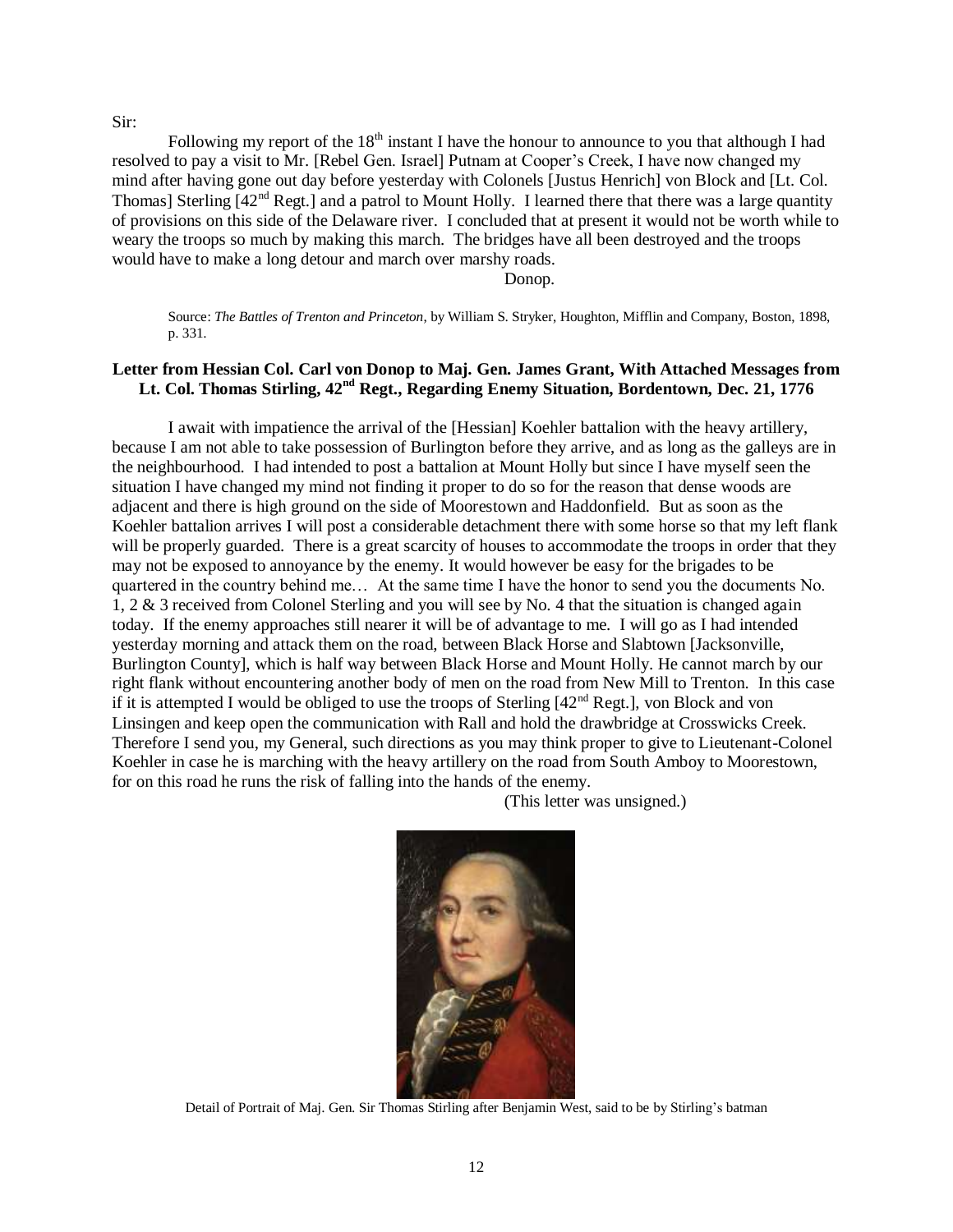Sir:

Following my report of the 18th instant I have the honour to announce to you that although I had resolved to pay a visit to Mr. [Rebel Gen. Israel] Putnam at Cooper's Creek, I have now changed my mind after having gone out day before yesterday with Colonels [Justus Henrich] von Block and [Lt. Col. Thomas] Sterling [42nd Regt.] and a patrol to Mount Holly. I learned there that there was a large quantity of provisions on this side of the Delaware river. I concluded that at present it would not be worth while to weary the troops so much by making this march. The bridges have all been destroyed and the troops would have to make a long detour and march over marshy roads.

Donop.

Source: *The Battles of Trenton and Princeton*, by William S. Stryker, Houghton, Mifflin and Company, Boston, 1898, p. 331.

**Letter from Hessian Col. Carl von Donop to Maj. Gen. James Grant, With Attached Messages from Lt. Col. Thomas Stirling, 42nd Regt., Regarding Enemy Situation, Bordentown, Dec. 21, 1776**

I await with impatience the arrival of the [Hessian] Koehler battalion with the heavy artillery, because I am not able to take possession of Burlington before they arrive, and as long as the galleys are in the neighbourhood. I had intended to post a battalion at Mount Holly but since I have myself seen the situation I have changed my mind not finding it proper to do so for the reason that dense woods are adjacent and there is high ground on the side of Moorestown and Haddonfield. But as soon as the Koehler battalion arrives I will post a considerable detachment there with some horse so that my left flank will be properly guarded. There is a great scarcity of houses to accommodate the troops in order that they may not be exposed to annoyance by the enemy. It would however be easy for the brigades to be quartered in the country behind me… At the same time I have the honor to send you the documents No. 1, 2 & 3 received from Colonel Sterling and you will see by No. 4 that the situation is changed again today. If the enemy approaches still nearer it will be of advantage to me. I will go as I had intended yesterday morning and attack them on the road, between Black Horse and Slabtown [Jacksonville, Burlington County], which is half way between Black Horse and Mount Holly. He cannot march by our right flank without encountering another body of men on the road from New Mill to Trenton. In this case if it is attempted I would be obliged to use the troops of Sterling [42nd Regt.], von Block and von Linsingen and keep open the communication with Rall and hold the drawbridge at Crosswicks Creek. Therefore I send you, my General, such directions as you may think proper to give to Lieutenant-Colonel Koehler in case he is marching with the heavy artillery on the road from South Amboy to Moorestown, for on this road he runs the risk of falling into the hands of the enemy.

(This letter was unsigned.)

Detail of Portrait of Maj. Gen. Sir Thomas Stirling after Benjamin West, said to be by Stirling's batman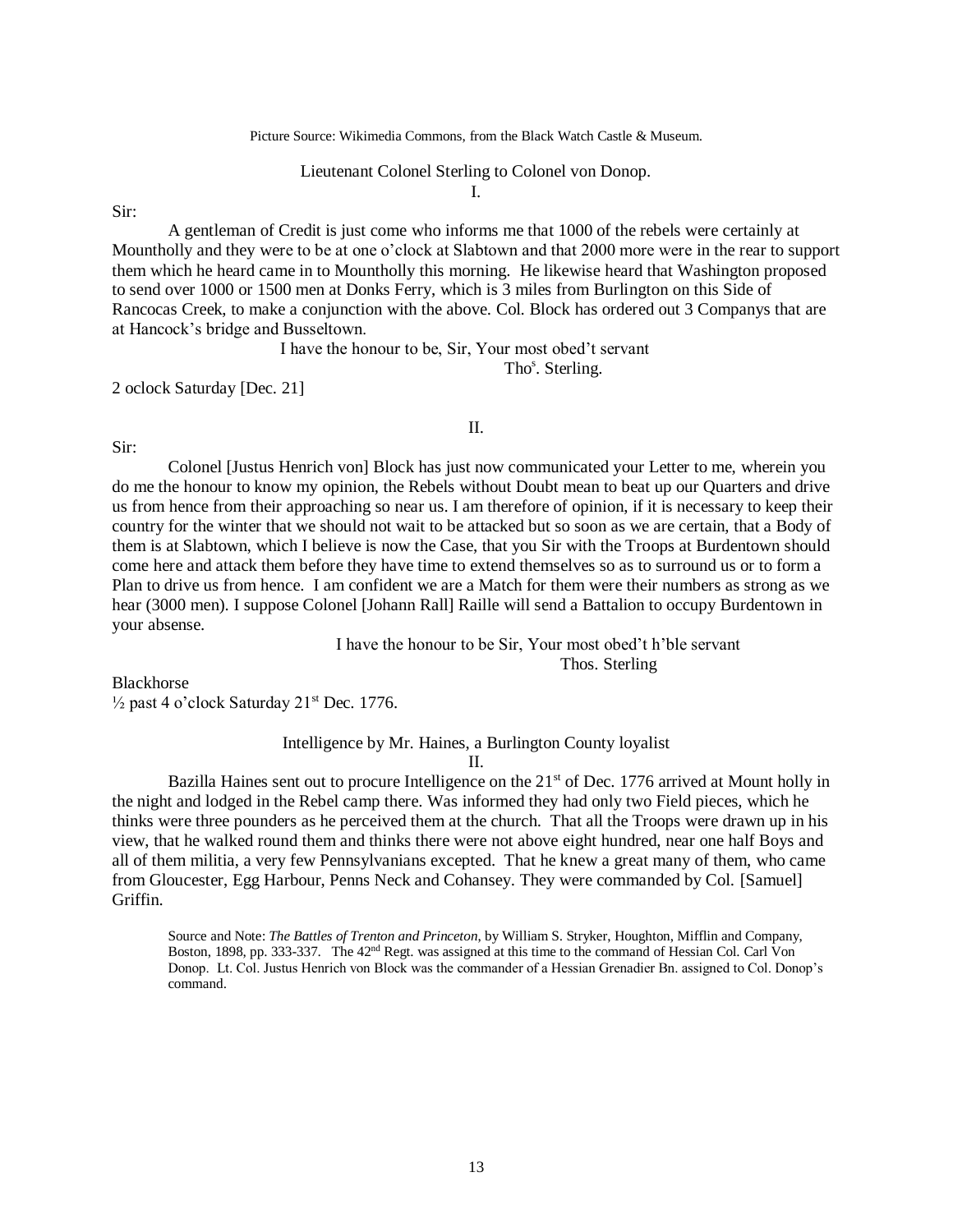Picture Source: Wikimedia Commons, from the Black Watch Castle & Museum.

Lieutenant Colonel Sterling to Colonel von Donop.

I.

Sir:

A gentleman of Credit is just come who informs me that 1000 of the rebels were certainly at Mountholly and they were to be at one o'clock at Slabtown and that 2000 more were in the rear to support them which he heard came in to Mountholly this morning. He likewise heard that Washington proposed to send over 1000 or 1500 men at Donks Ferry, which is 3 miles from Burlington on this Side of Rancocas Creek, to make a conjunction with the above. Col. Block has ordered out 3 Companys that are at Hancock's bridge and Busseltown.

I have the honour to be, Sir, Your most obed't servant

Tho[s]. Sterling.

2 oclock Saturday [Dec. 21]

II.

Sir:

Colonel [Justus Henrich von] Block has just now communicated your Letter to me, wherein you do me the honour to know my opinion, the Rebels without Doubt mean to beat up our Quarters and drive us from hence from their approaching so near us. I am therefore of opinion, if it is necessary to keep their country for the winter that we should not wait to be attacked but so soon as we are certain, that a Body of them is at Slabtown, which I believe is now the Case, that you Sir with the Troops at Burdentown should come here and attack them before they have time to extend themselves so as to surround us or to form a Plan to drive us from hence. I am confident we are a Match for them were their numbers as strong as we hear (3000 men). I suppose Colonel [Johann Rall] Raille will send a Battalion to occupy Burdentown in your absense.

I have the honour to be Sir, Your most obed't h'ble servant

Thos. Sterling

Blackhorse
½ past 4 o'clock Saturday 21st Dec. 1776.

Intelligence by Mr. Haines, a Burlington County loyalist

II.

Bazilla Haines sent out to procure Intelligence on the 21st of Dec. 1776 arrived at Mount holly in the night and lodged in the Rebel camp there. Was informed they had only two Field pieces, which he thinks were three pounders as he perceived them at the church. That all the Troops were drawn up in his view, that he walked round them and thinks there were not above eight hundred, near one half Boys and all of them militia, a very few Pennsylvanians excepted. That he knew a great many of them, who came from Gloucester, Egg Harbour, Penns Neck and Cohansey. They were commanded by Col. [Samuel] Griffin.

Source and Note: *The Battles of Trenton and Princeton*, by William S. Stryker, Houghton, Mifflin and Company, Boston, 1898, pp. 333-337. The 42nd Regt. was assigned at this time to the command of Hessian Col. Carl Von Donop. Lt. Col. Justus Henrich von Block was the commander of a Hessian Grenadier Bn. assigned to Col. Donop's command.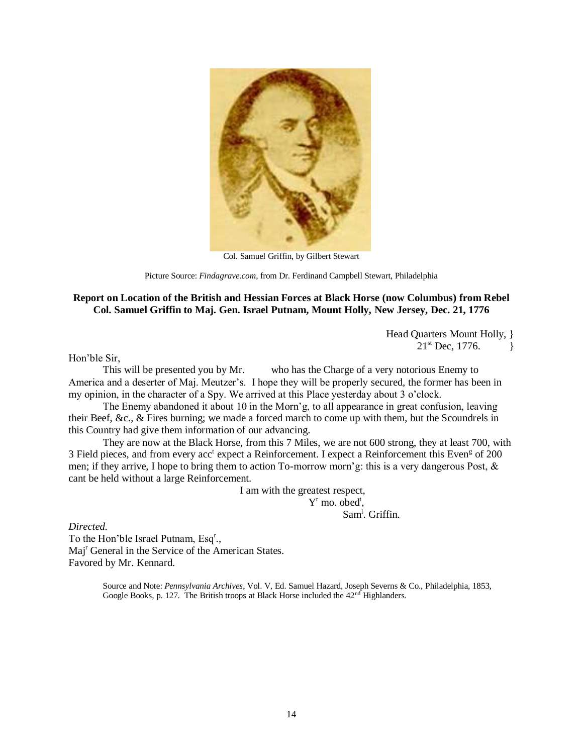Col. Samuel Griffin, by Gilbert Stewart

Picture Source: *Findagrave.com*, from Dr. Ferdinand Campbell Stewart, Philadelphia

**Report on Location of the British and Hessian Forces at Black Horse (now Columbus) from Rebel Col. Samuel Griffin to Maj. Gen. Israel Putnam, Mount Holly, New Jersey, Dec. 21, 1776**

Head Quarters Mount Holly, }
21st Dec, 1776. }

Hon'ble Sir,

This will be presented you by Mr.  who has the Charge of a very notorious Enemy to America and a deserter of Maj. Meutzer's. I hope they will be properly secured, the former has been in my opinion, in the character of a Spy. We arrived at this Place yesterday about 3 o'clock.

The Enemy abandoned it about 10 in the Morn'g, to all appearance in great confusion, leaving their Beef, &c., & Fires burning; we made a forced march to come up with them, but the Scoundrels in this Country had give them information of our advancing.

They are now at the Black Horse, from this 7 Miles, we are not 600 strong, they at least 700, with 3 Field pieces, and from every acct expect a Reinforcement. I expect a Reinforcement this Eveng of 200 men; if they arrive, I hope to bring them to action To-morrow morn'g: this is a very dangerous Post, & cant be held without a large Reinforcement.

I am with the greatest respect,
Yr mo. obedt,
Saml. Griffin.

*Directed.*
To the Hon'ble Israel Putnam, Esqr.,
Majr General in the Service of the American States.
Favored by Mr. Kennard.

Source and Note: *Pennsylvania Archives*, Vol. V, Ed. Samuel Hazard, Joseph Severns & Co., Philadelphia, 1853, Google Books, p. 127. The British troops at Black Horse included the 42nd Highlanders.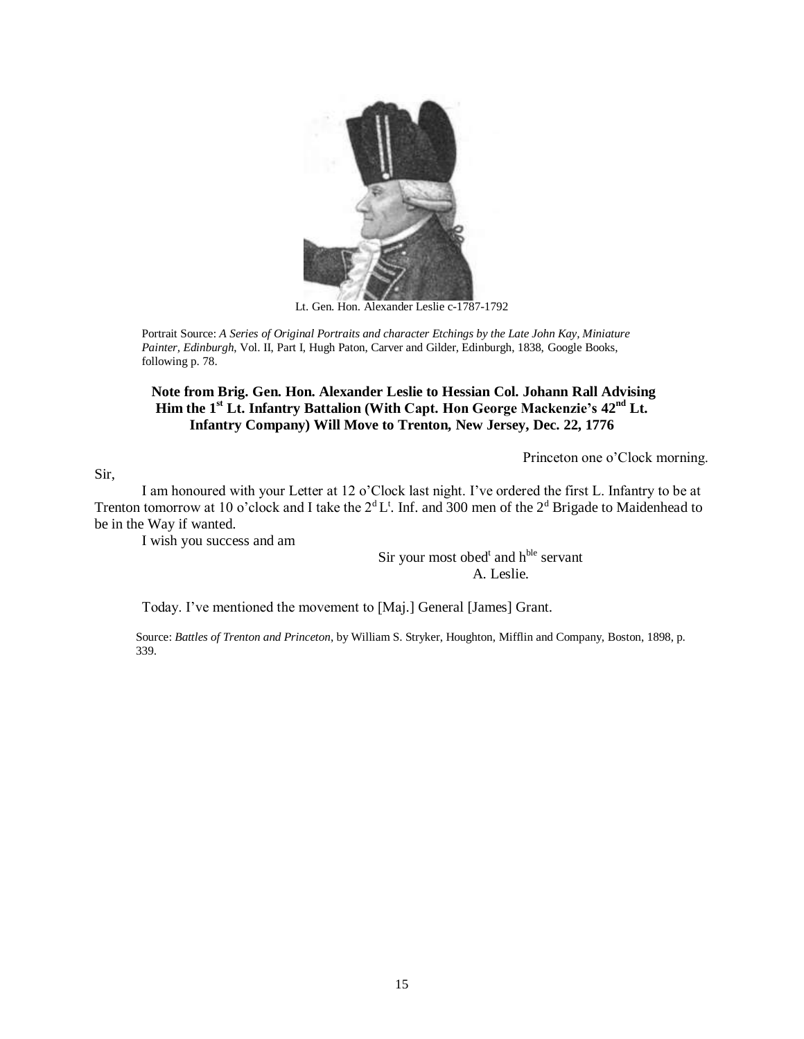Lt. Gen. Hon. Alexander Leslie c-1787-1792

Portrait Source: *A Series of Original Portraits and character Etchings by the Late John Kay, Miniature Painter, Edinburgh*, Vol. II, Part I, Hugh Paton, Carver and Gilder, Edinburgh, 1838, Google Books, following p. 78.

### Note from Brig. Gen. Hon. Alexander Leslie to Hessian Col. Johann Rall Advising Him the 1st Lt. Infantry Battalion (With Capt. Hon George Mackenzie's 42nd Lt. Infantry Company) Will Move to Trenton, New Jersey, Dec. 22, 1776

Princeton one o'Clock morning.

Sir,

I am honoured with your Letter at 12 o'Clock last night. I've ordered the first L. Infantry to be at Trenton tomorrow at 10 o'clock and I take the 2d Lt. Inf. and 300 men of the 2d Brigade to Maidenhead to be in the Way if wanted.

I wish you success and am

Sir your most obedt and hble servant
A. Leslie.

Today. I've mentioned the movement to [Maj.] General [James] Grant.

Source: *Battles of Trenton and Princeton*, by William S. Stryker, Houghton, Mifflin and Company, Boston, 1898, p. 339.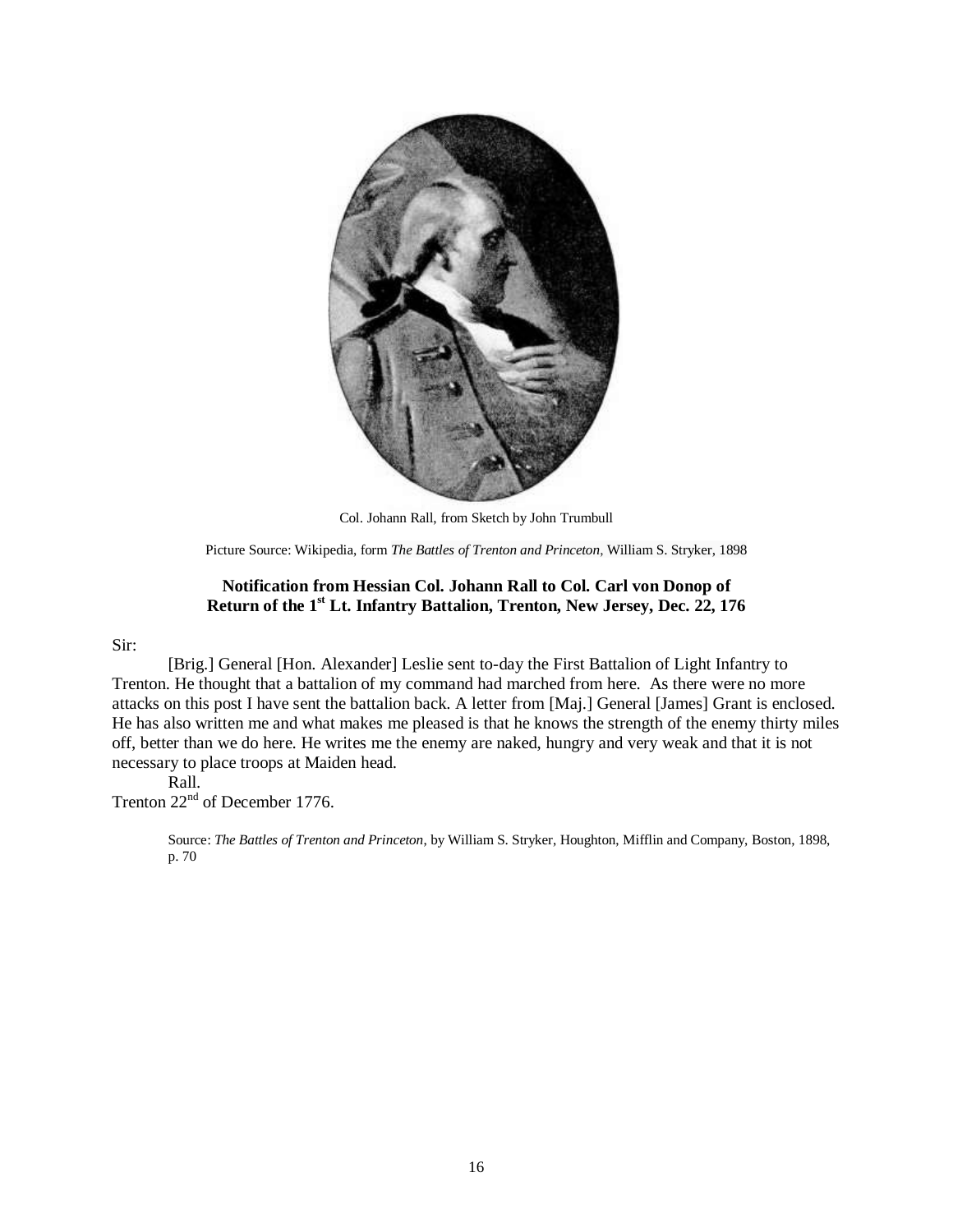Col. Johann Rall, from Sketch by John Trumbull

Picture Source: Wikipedia, form *The Battles of Trenton and Princeton*, William S. Stryker, 1898

### Notification from Hessian Col. Johann Rall to Col. Carl von Donop of Return of the 1st Lt. Infantry Battalion, Trenton, New Jersey, Dec. 22, 176

Sir:

[Brig.] General [Hon. Alexander] Leslie sent to-day the First Battalion of Light Infantry to Trenton. He thought that a battalion of my command had marched from here. As there were no more attacks on this post I have sent the battalion back. A letter from [Maj.] General [James] Grant is enclosed. He has also written me and what makes me pleased is that he knows the strength of the enemy thirty miles off, better than we do here. He writes me the enemy are naked, hungry and very weak and that it is not necessary to place troops at Maiden head.

Rall.

Trenton 22nd of December 1776.

Source: *The Battles of Trenton and Princeton*, by William S. Stryker, Houghton, Mifflin and Company, Boston, 1898, p. 70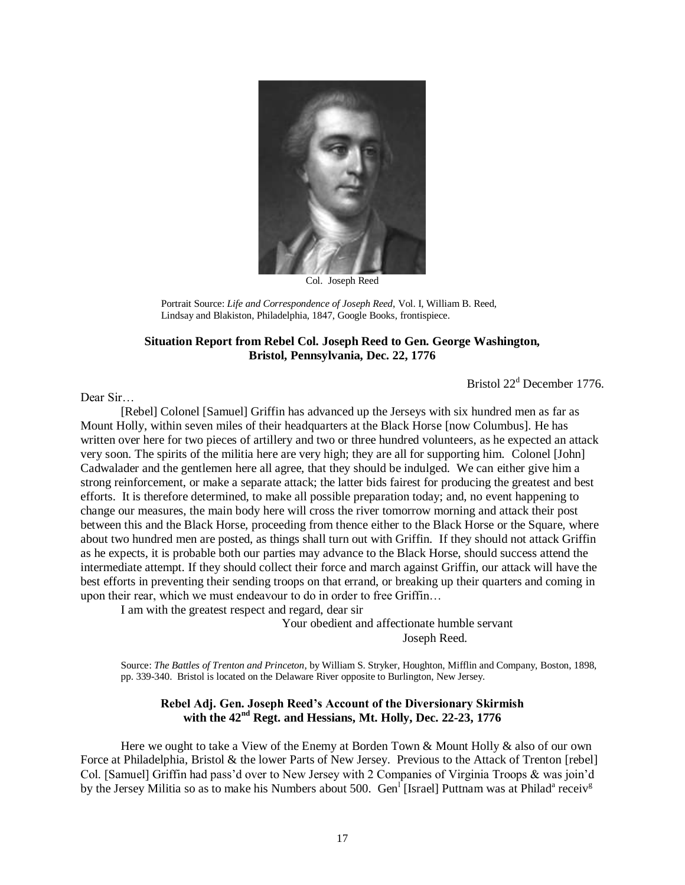Col. Joseph Reed

Portrait Source: *Life and Correspondence of Joseph Reed*, Vol. I, William B. Reed, Lindsay and Blakiston, Philadelphia, 1847, Google Books, frontispiece.

### Situation Report from Rebel Col. Joseph Reed to Gen. George Washington, Bristol, Pennsylvania, Dec. 22, 1776

Bristol 22[d] December 1776.

Dear Sir…

[Rebel] Colonel [Samuel] Griffin has advanced up the Jerseys with six hundred men as far as Mount Holly, within seven miles of their headquarters at the Black Horse [now Columbus]. He has written over here for two pieces of artillery and two or three hundred volunteers, as he expected an attack very soon. The spirits of the militia here are very high; they are all for supporting him. Colonel [John] Cadwalader and the gentlemen here all agree, that they should be indulged. We can either give him a strong reinforcement, or make a separate attack; the latter bids fairest for producing the greatest and best efforts. It is therefore determined, to make all possible preparation today; and, no event happening to change our measures, the main body here will cross the river tomorrow morning and attack their post between this and the Black Horse, proceeding from thence either to the Black Horse or the Square, where about two hundred men are posted, as things shall turn out with Griffin. If they should not attack Griffin as he expects, it is probable both our parties may advance to the Black Horse, should success attend the intermediate attempt. If they should collect their force and march against Griffin, our attack will have the best efforts in preventing their sending troops on that errand, or breaking up their quarters and coming in upon their rear, which we must endeavour to do in order to free Griffin…

I am with the greatest respect and regard, dear sir

Your obedient and affectionate humble servant

Joseph Reed.

Source: *The Battles of Trenton and Princeton*, by William S. Stryker, Houghton, Mifflin and Company, Boston, 1898, pp. 339-340. Bristol is located on the Delaware River opposite to Burlington, New Jersey.

### Rebel Adj. Gen. Joseph Reed's Account of the Diversionary Skirmish with the 42[nd] Regt. and Hessians, Mt. Holly, Dec. 22-23, 1776

Here we ought to take a View of the Enemy at Borden Town & Mount Holly & also of our own Force at Philadelphia, Bristol & the lower Parts of New Jersey. Previous to the Attack of Trenton [rebel] Col. [Samuel] Griffin had pass'd over to New Jersey with 2 Companies of Virginia Troops & was join'd by the Jersey Militia so as to make his Numbers about 500. Gen[l] [Israel] Puttnam was at Philad[a] receiv[g]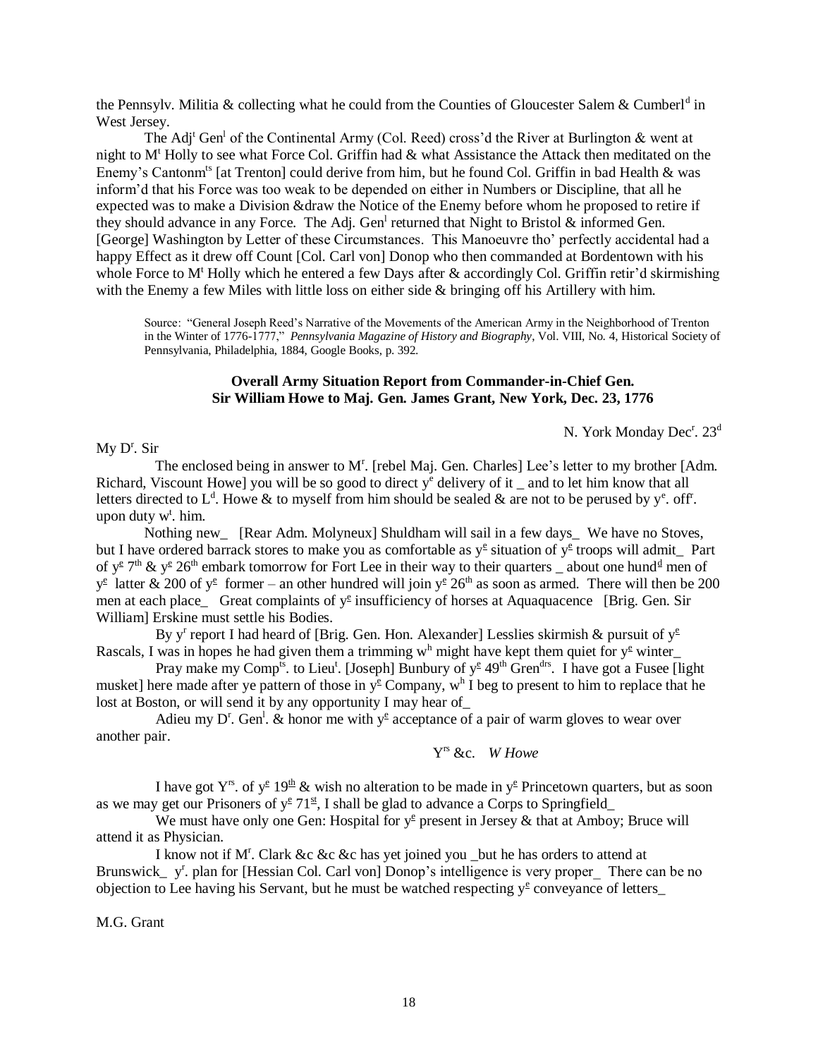the Pennsylv. Militia & collecting what he could from the Counties of Gloucester Salem & Cumberl[d] in West Jersey.

The Adj[t] Gen[l] of the Continental Army (Col. Reed) cross'd the River at Burlington & went at night to M[t] Holly to see what Force Col. Griffin had & what Assistance the Attack then meditated on the Enemy's Cantonm[ts] [at Trenton] could derive from him, but he found Col. Griffin in bad Health & was inform'd that his Force was too weak to be depended on either in Numbers or Discipline, that all he expected was to make a Division &draw the Notice of the Enemy before whom he proposed to retire if they should advance in any Force. The Adj. Gen[l] returned that Night to Bristol & informed Gen. [George] Washington by Letter of these Circumstances. This Manoeuvre tho' perfectly accidental had a happy Effect as it drew off Count [Col. Carl von] Donop who then commanded at Bordentown with his whole Force to M[t] Holly which he entered a few Days after & accordingly Col. Griffin retir'd skirmishing with the Enemy a few Miles with little loss on either side & bringing off his Artillery with him.

> Source: "General Joseph Reed's Narrative of the Movements of the American Army in the Neighborhood of Trenton in the Winter of 1776-1777," *Pennsylvania Magazine of History and Biography*, Vol. VIII, No. 4, Historical Society of Pennsylvania, Philadelphia, 1884, Google Books, p. 392.

### Overall Army Situation Report from Commander-in-Chief Gen. Sir William Howe to Maj. Gen. James Grant, New York, Dec. 23, 1776

N. York Monday Dec[r]. 23[d]

My D[r]. Sir

The enclosed being in answer to M[r]. [rebel Maj. Gen. Charles] Lee's letter to my brother [Adm. Richard, Viscount Howe] you will be so good to direct y[e] delivery of it _ and to let him know that all letters directed to L[d]. Howe & to myself from him should be sealed & are not to be perused by y[e]. off[r]. upon duty w[t]. him.

Nothing new_ [Rear Adm. Molyneux] Shuldham will sail in a few days_ We have no Stoves, but I have ordered barrack stores to make you as comfortable as y[e] situation of y[e] troops will admit_ Part of y[e] 7[th] & y[e] 26[th] embark tomorrow for Fort Lee in their way to their quarters _ about one hund[d] men of y[e] latter & 200 of y[e] former – an other hundred will join y[e] 26[th] as soon as armed. There will then be 200 men at each place_ Great complaints of y[e] insufficiency of horses at Aquaquacence [Brig. Gen. Sir William] Erskine must settle his Bodies.

By y[r] report I had heard of [Brig. Gen. Hon. Alexander] Lesslies skirmish & pursuit of y[e] Rascals, I was in hopes he had given them a trimming w[h] might have kept them quiet for y[e] winter_

Pray make my Comp[ts]. to Lieu[t]. [Joseph] Bunbury of y[e] 49[th] Gren[drs]. I have got a Fusee [light musket] here made after ye pattern of those in y[e] Company, w[h] I beg to present to him to replace that he lost at Boston, or will send it by any opportunity I may hear of_

Adieu my D[r]. Gen[l]. & honor me with y[e] acceptance of a pair of warm gloves to wear over another pair.

Y[rs] &c. *W Howe*

I have got Y[rs]. of y[e] 19[th] & wish no alteration to be made in y[e] Princetown quarters, but as soon as we may get our Prisoners of y[e] 71[st], I shall be glad to advance a Corps to Springfield_

We must have only one Gen: Hospital for y[e] present in Jersey & that at Amboy; Bruce will attend it as Physician.

I know not if M[r]. Clark &c &c &c has yet joined you _but he has orders to attend at Brunswick_ y[r]. plan for [Hessian Col. Carl von] Donop's intelligence is very proper_ There can be no objection to Lee having his Servant, but he must be watched respecting y[e] conveyance of letters_

M.G. Grant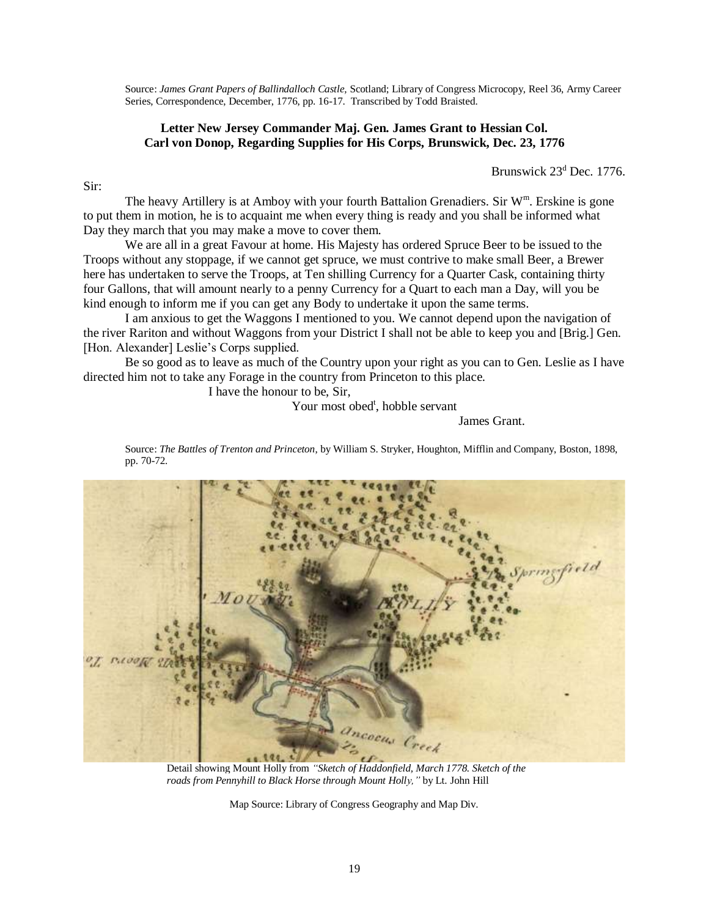Source: *James Grant Papers of Ballindalloch Castle,* Scotland; Library of Congress Microcopy, Reel 36, Army Career Series, Correspondence, December, 1776, pp. 16-17. Transcribed by Todd Braisted.

**Letter New Jersey Commander Maj. Gen. James Grant to Hessian Col. Carl von Donop, Regarding Supplies for His Corps, Brunswick, Dec. 23, 1776**

Brunswick 23[d] Dec. 1776.

Sir:

The heavy Artillery is at Amboy with your fourth Battalion Grenadiers. Sir W[m]. Erskine is gone to put them in motion, he is to acquaint me when every thing is ready and you shall be informed what Day they march that you may make a move to cover them.

We are all in a great Favour at home. His Majesty has ordered Spruce Beer to be issued to the Troops without any stoppage, if we cannot get spruce, we must contrive to make small Beer, a Brewer here has undertaken to serve the Troops, at Ten shilling Currency for a Quarter Cask, containing thirty four Gallons, that will amount nearly to a penny Currency for a Quart to each man a Day, will you be kind enough to inform me if you can get any Body to undertake it upon the same terms.

I am anxious to get the Waggons I mentioned to you. We cannot depend upon the navigation of the river Rariton and without Waggons from your District I shall not be able to keep you and [Brig.] Gen. [Hon. Alexander] Leslie's Corps supplied.

Be so good as to leave as much of the Country upon your right as you can to Gen. Leslie as I have directed him not to take any Forage in the country from Princeton to this place.

I have the honour to be, Sir,

Your most obed[t], hobble servant

James Grant.

Source: *The Battles of Trenton and Princeton*, by William S. Stryker, Houghton, Mifflin and Company, Boston, 1898, pp. 70-72.

Detail showing Mount Holly from *"Sketch of Haddonfield, March 1778. Sketch of the roads from Pennyhill to Black Horse through Mount Holly,"* by Lt. John Hill

Map Source: Library of Congress Geography and Map Div.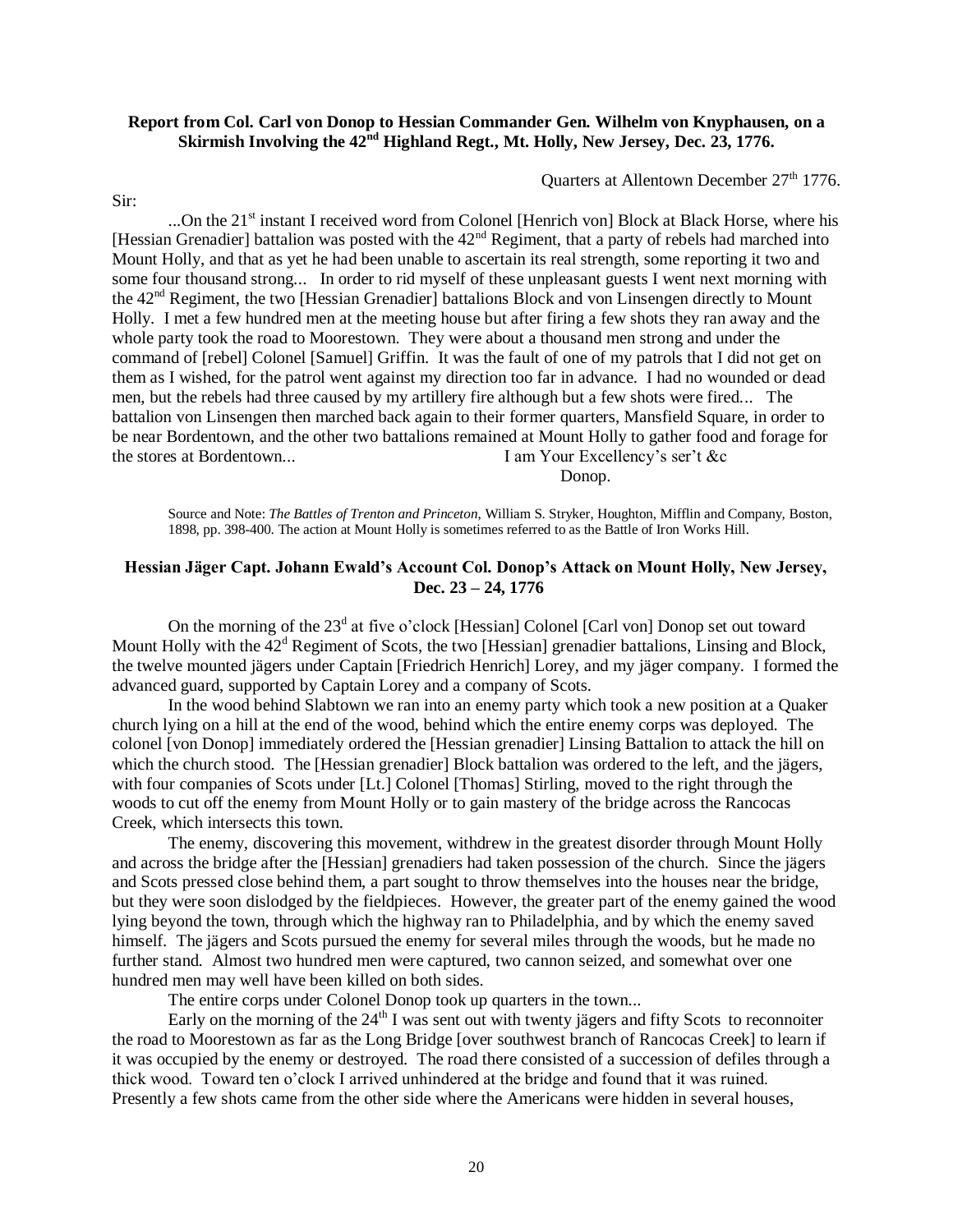**Report from Col. Carl von Donop to Hessian Commander Gen. Wilhelm von Knyphausen, on a Skirmish Involving the 42nd Highland Regt., Mt. Holly, New Jersey, Dec. 23, 1776.**

Quarters at Allentown December 27th 1776.

Sir:

...On the 21st instant I received word from Colonel [Henrich von] Block at Black Horse, where his [Hessian Grenadier] battalion was posted with the 42nd Regiment, that a party of rebels had marched into Mount Holly, and that as yet he had been unable to ascertain its real strength, some reporting it two and some four thousand strong... In order to rid myself of these unpleasant guests I went next morning with the 42nd Regiment, the two [Hessian Grenadier] battalions Block and von Linsengen directly to Mount Holly. I met a few hundred men at the meeting house but after firing a few shots they ran away and the whole party took the road to Moorestown. They were about a thousand men strong and under the command of [rebel] Colonel [Samuel] Griffin. It was the fault of one of my patrols that I did not get on them as I wished, for the patrol went against my direction too far in advance. I had no wounded or dead men, but the rebels had three caused by my artillery fire although but a few shots were fired... The battalion von Linsengen then marched back again to their former quarters, Mansfield Square, in order to be near Bordentown, and the other two battalions remained at Mount Holly to gather food and forage for the stores at Bordentown... I am Your Excellency's ser't &c

Donop.

Source and Note: *The Battles of Trenton and Princeton*, William S. Stryker, Houghton, Mifflin and Company, Boston, 1898, pp. 398-400. The action at Mount Holly is sometimes referred to as the Battle of Iron Works Hill.

**Hessian Jäger Capt. Johann Ewald's Account Col. Donop's Attack on Mount Holly, New Jersey, Dec. 23 – 24, 1776**

On the morning of the 23d at five o'clock [Hessian] Colonel [Carl von] Donop set out toward Mount Holly with the 42d Regiment of Scots, the two [Hessian] grenadier battalions, Linsing and Block, the twelve mounted jägers under Captain [Friedrich Henrich] Lorey, and my jäger company. I formed the advanced guard, supported by Captain Lorey and a company of Scots.

In the wood behind Slabtown we ran into an enemy party which took a new position at a Quaker church lying on a hill at the end of the wood, behind which the entire enemy corps was deployed. The colonel [von Donop] immediately ordered the [Hessian grenadier] Linsing Battalion to attack the hill on which the church stood. The [Hessian grenadier] Block battalion was ordered to the left, and the jägers, with four companies of Scots under [Lt.] Colonel [Thomas] Stirling, moved to the right through the woods to cut off the enemy from Mount Holly or to gain mastery of the bridge across the Rancocas Creek, which intersects this town.

The enemy, discovering this movement, withdrew in the greatest disorder through Mount Holly and across the bridge after the [Hessian] grenadiers had taken possession of the church. Since the jägers and Scots pressed close behind them, a part sought to throw themselves into the houses near the bridge, but they were soon dislodged by the fieldpieces. However, the greater part of the enemy gained the wood lying beyond the town, through which the highway ran to Philadelphia, and by which the enemy saved himself. The jägers and Scots pursued the enemy for several miles through the woods, but he made no further stand. Almost two hundred men were captured, two cannon seized, and somewhat over one hundred men may well have been killed on both sides.

The entire corps under Colonel Donop took up quarters in the town...

Early on the morning of the 24th I was sent out with twenty jägers and fifty Scots to reconnoiter the road to Moorestown as far as the Long Bridge [over southwest branch of Rancocas Creek] to learn if it was occupied by the enemy or destroyed. The road there consisted of a succession of defiles through a thick wood. Toward ten o'clock I arrived unhindered at the bridge and found that it was ruined. Presently a few shots came from the other side where the Americans were hidden in several houses,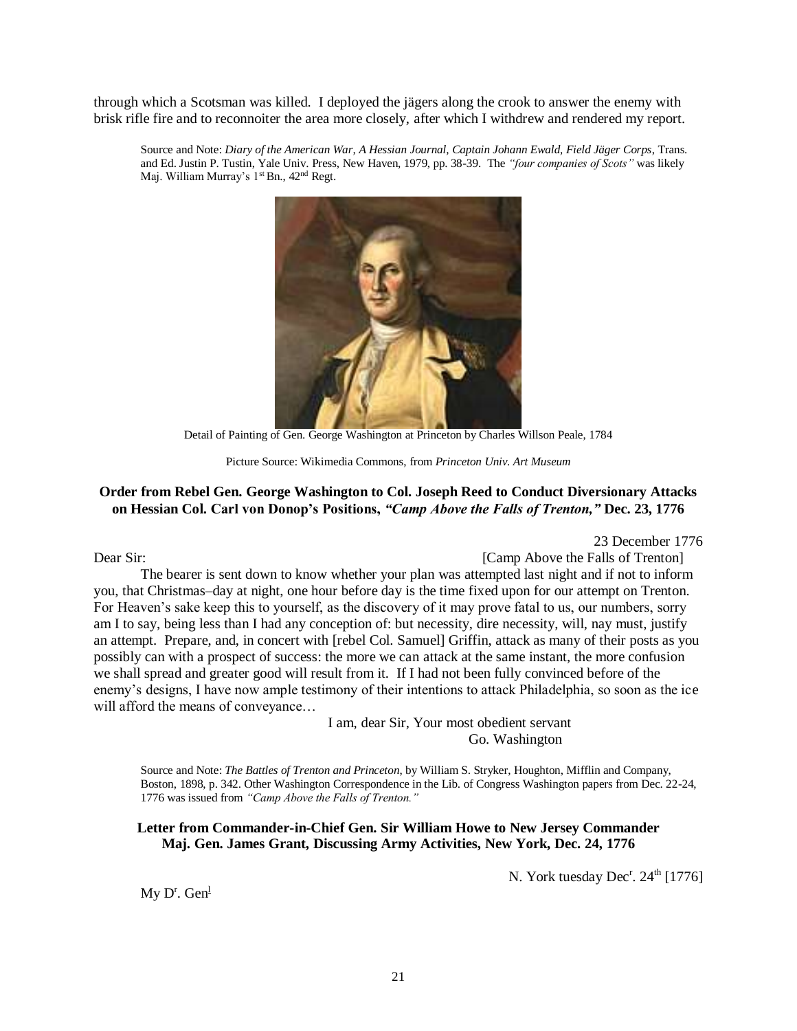through which a Scotsman was killed. I deployed the jägers along the crook to answer the enemy with brisk rifle fire and to reconnoiter the area more closely, after which I withdrew and rendered my report.

Source and Note: *Diary of the American War, A Hessian Journal, Captain Johann Ewald, Field Jäger Corps*, Trans. and Ed. Justin P. Tustin, Yale Univ. Press, New Haven, 1979, pp. 38-39. The *"four companies of Scots"* was likely Maj. William Murray's 1st Bn., 42nd Regt.

Detail of Painting of Gen. George Washington at Princeton by Charles Willson Peale, 1784

Picture Source: Wikimedia Commons, from *Princeton Univ. Art Museum*

### Order from Rebel Gen. George Washington to Col. Joseph Reed to Conduct Diversionary Attacks on Hessian Col. Carl von Donop's Positions, *"Camp Above the Falls of Trenton,"* Dec. 23, 1776

23 December 1776

Dear Sir: [Camp Above the Falls of Trenton]

The bearer is sent down to know whether your plan was attempted last night and if not to inform you, that Christmas–day at night, one hour before day is the time fixed upon for our attempt on Trenton. For Heaven's sake keep this to yourself, as the discovery of it may prove fatal to us, our numbers, sorry am I to say, being less than I had any conception of: but necessity, dire necessity, will, nay must, justify an attempt. Prepare, and, in concert with [rebel Col. Samuel] Griffin, attack as many of their posts as you possibly can with a prospect of success: the more we can attack at the same instant, the more confusion we shall spread and greater good will result from it. If I had not been fully convinced before of the enemy's designs, I have now ample testimony of their intentions to attack Philadelphia, so soon as the ice will afford the means of conveyance…

I am, dear Sir, Your most obedient servant
Go. Washington

Source and Note: *The Battles of Trenton and Princeton*, by William S. Stryker, Houghton, Mifflin and Company, Boston, 1898, p. 342. Other Washington Correspondence in the Lib. of Congress Washington papers from Dec. 22-24, 1776 was issued from *"Camp Above the Falls of Trenton."*

### Letter from Commander-in-Chief Gen. Sir William Howe to New Jersey Commander Maj. Gen. James Grant, Discussing Army Activities, New York, Dec. 24, 1776

N. York tuesday Dec^r. 24^th [1776]

My D^r. Gen^l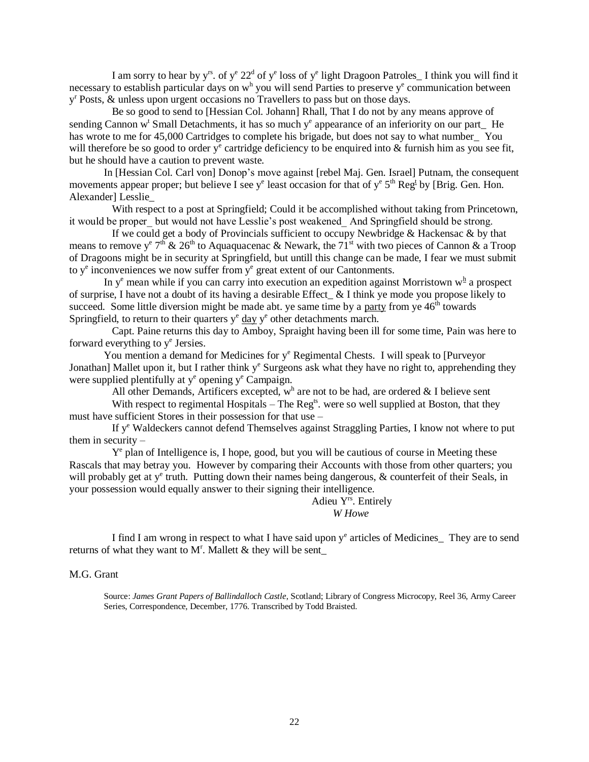I am sorry to hear by y[rs]. of y[e] 22[d] of y[e] loss of y[e] light Dragoon Patroles_ I think you will find it necessary to establish particular days on w[h] you will send Parties to preserve y[e] communication between y[r] Posts, & unless upon urgent occasions no Travellers to pass but on those days.

Be so good to send to [Hessian Col. Johann] Rhall, That I do not by any means approve of sending Cannon w[t] Small Detachments, it has so much y[e] appearance of an inferiority on our part_ He has wrote to me for 45,000 Cartridges to complete his brigade, but does not say to what number_ You will therefore be so good to order y[e] cartridge deficiency to be enquired into & furnish him as you see fit, but he should have a caution to prevent waste.

In [Hessian Col. Carl von] Donop's move against [rebel Maj. Gen. Israel] Putnam, the consequent movements appear proper; but believe I see y[e] least occasion for that of y[e] 5[th] Reg[t] by [Brig. Gen. Hon. Alexander] Lesslie_

With respect to a post at Springfield; Could it be accomplished without taking from Princetown, it would be proper_ but would not have Lesslie's post weakened_ And Springfield should be strong.

If we could get a body of Provincials sufficient to occupy Newbridge & Hackensac & by that means to remove y[e] 7[th] & 26[th] to Aquaquacenac & Newark, the 71[st] with two pieces of Cannon & a Troop of Dragoons might be in security at Springfield, but untill this change can be made, I fear we must submit to y[e] inconveniences we now suffer from y[e] great extent of our Cantonments.

In y[e] mean while if you can carry into execution an expedition against Morristown w[h] a prospect of surprise, I have not a doubt of its having a desirable Effect_ & I think ye mode you propose likely to succeed. Some little diversion might be made abt. ye same time by a <u>party</u> from ye 46[th] towards Springfield, to return to their quarters y[e] <u>day</u> y[e] other detachments march.

Capt. Paine returns this day to Amboy, Spraight having been ill for some time, Pain was here to forward everything to y[e] Jersies.

You mention a demand for Medicines for y[e] Regimental Chests. I will speak to [Purveyor Jonathan] Mallet upon it, but I rather think y[e] Surgeons ask what they have no right to, apprehending they were supplied plentifully at y[e] opening y[e] Campaign.

All other Demands, Artificers excepted, w[h] are not to be had, are ordered & I believe sent

With respect to regimental Hospitals – The Reg[ts]. were so well supplied at Boston, that they must have sufficient Stores in their possession for that use –

If y[e] Waldeckers cannot defend Themselves against Straggling Parties, I know not where to put them in security –

Y[e] plan of Intelligence is, I hope, good, but you will be cautious of course in Meeting these Rascals that may betray you. However by comparing their Accounts with those from other quarters; you will probably get at y[e] truth. Putting down their names being dangerous, & counterfeit of their Seals, in your possession would equally answer to their signing their intelligence.

Adieu Y[rs]. Entirely
*W Howe*

I find I am wrong in respect to what I have said upon y[e] articles of Medicines_ They are to send returns of what they want to M[r]. Mallett & they will be sent_

M.G. Grant

Source: *James Grant Papers of Ballindalloch Castle*, Scotland; Library of Congress Microcopy, Reel 36, Army Career Series, Correspondence, December, 1776. Transcribed by Todd Braisted.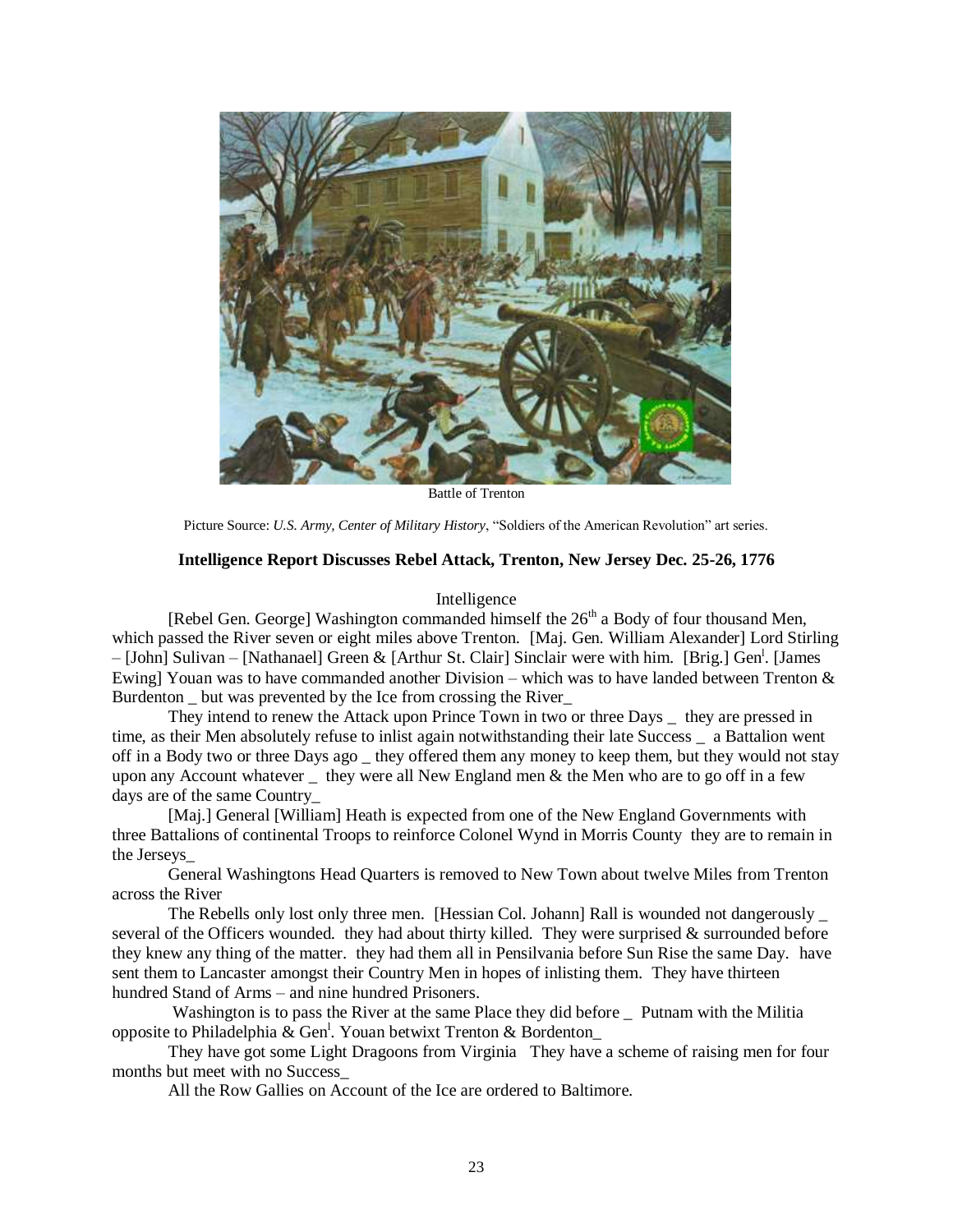Battle of Trenton

Picture Source: *U.S. Army, Center of Military History*, "Soldiers of the American Revolution" art series.

**Intelligence Report Discusses Rebel Attack, Trenton, New Jersey Dec. 25-26, 1776**

Intelligence

[Rebel Gen. George] Washington commanded himself the 26th a Body of four thousand Men, which passed the River seven or eight miles above Trenton. [Maj. Gen. William Alexander] Lord Stirling – [John] Sulivan – [Nathanael] Green & [Arthur St. Clair] Sinclair were with him. [Brig.] Genl. [James Ewing] Youan was to have commanded another Division – which was to have landed between Trenton & Burdenton _ but was prevented by the Ice from crossing the River_

They intend to renew the Attack upon Prince Town in two or three Days _ they are pressed in time, as their Men absolutely refuse to inlist again notwithstanding their late Success _ a Battalion went off in a Body two or three Days ago _ they offered them any money to keep them, but they would not stay upon any Account whatever _ they were all New England men & the Men who are to go off in a few days are of the same Country_

[Maj.] General [William] Heath is expected from one of the New England Governments with three Battalions of continental Troops to reinforce Colonel Wynd in Morris County they are to remain in the Jerseys_

General Washingtons Head Quarters is removed to New Town about twelve Miles from Trenton across the River

The Rebells only lost only three men. [Hessian Col. Johann] Rall is wounded not dangerously _ several of the Officers wounded. they had about thirty killed. They were surprised & surrounded before they knew any thing of the matter. they had them all in Pensilvania before Sun Rise the same Day. have sent them to Lancaster amongst their Country Men in hopes of inlisting them. They have thirteen hundred Stand of Arms – and nine hundred Prisoners.

Washington is to pass the River at the same Place they did before _ Putnam with the Militia opposite to Philadelphia & Genl. Youan betwixt Trenton & Bordenton_

They have got some Light Dragoons from Virginia They have a scheme of raising men for four months but meet with no Success_

All the Row Gallies on Account of the Ice are ordered to Baltimore.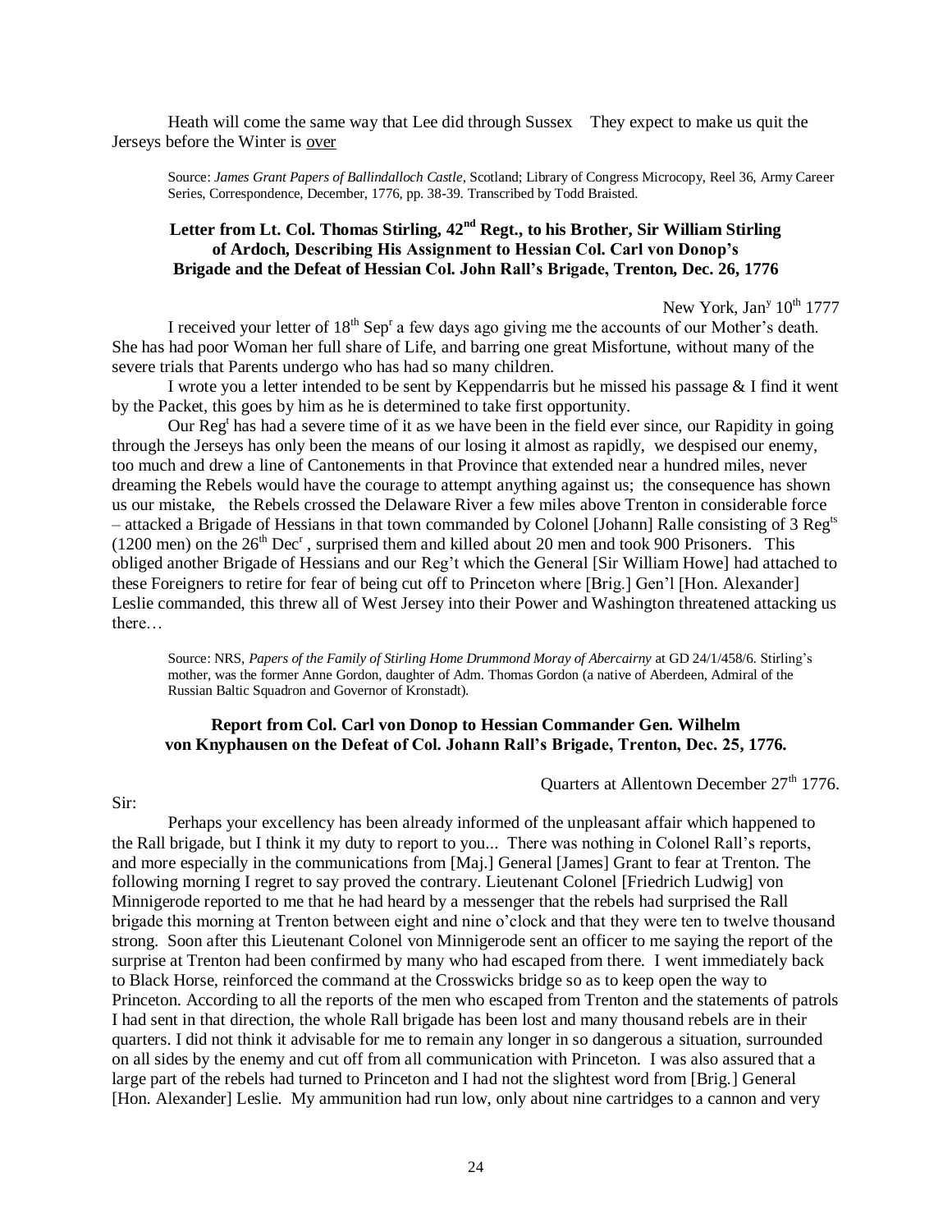Heath will come the same way that Lee did through Sussex They expect to make us quit the Jerseys before the Winter is <u>over</u>

> Source: *James Grant Papers of Ballindalloch Castle*, Scotland; Library of Congress Microcopy, Reel 36, Army Career Series, Correspondence, December, 1776, pp. 38-39. Transcribed by Todd Braisted.

### Letter from Lt. Col. Thomas Stirling, 42nd Regt., to his Brother, Sir William Stirling of Ardoch, Describing His Assignment to Hessian Col. Carl von Donop's Brigade and the Defeat of Hessian Col. John Rall's Brigade, Trenton, Dec. 26, 1776

New York, Jan^y 10^th 1777

I received your letter of 18^th Sep^r a few days ago giving me the accounts of our Mother's death. She has had poor Woman her full share of Life, and barring one great Misfortune, without many of the severe trials that Parents undergo who has had so many children.

I wrote you a letter intended to be sent by Keppendarris but he missed his passage & I find it went by the Packet, this goes by him as he is determined to take first opportunity.

Our Reg^t has had a severe time of it as we have been in the field ever since, our Rapidity in going through the Jerseys has only been the means of our losing it almost as rapidly, we despised our enemy, too much and drew a line of Cantonements in that Province that extended near a hundred miles, never dreaming the Rebels would have the courage to attempt anything against us; the consequence has shown us our mistake, the Rebels crossed the Delaware River a few miles above Trenton in considerable force – attacked a Brigade of Hessians in that town commanded by Colonel [Johann] Ralle consisting of 3 Reg^ts (1200 men) on the 26^th Dec^r , surprised them and killed about 20 men and took 900 Prisoners. This obliged another Brigade of Hessians and our Reg't which the General [Sir William Howe] had attached to these Foreigners to retire for fear of being cut off to Princeton where [Brig.] Gen'l [Hon. Alexander] Leslie commanded, this threw all of West Jersey into their Power and Washington threatened attacking us there…

> Source: NRS, *Papers of the Family of Stirling Home Drummond Moray of Abercairny* at GD 24/1/458/6. Stirling's mother, was the former Anne Gordon, daughter of Adm. Thomas Gordon (a native of Aberdeen, Admiral of the Russian Baltic Squadron and Governor of Kronstadt).

### Report from Col. Carl von Donop to Hessian Commander Gen. Wilhelm von Knyphausen on the Defeat of Col. Johann Rall's Brigade, Trenton, Dec. 25, 1776.

Quarters at Allentown December 27^th 1776.

Sir:

Perhaps your excellency has been already informed of the unpleasant affair which happened to the Rall brigade, but I think it my duty to report to you... There was nothing in Colonel Rall's reports, and more especially in the communications from [Maj.] General [James] Grant to fear at Trenton. The following morning I regret to say proved the contrary. Lieutenant Colonel [Friedrich Ludwig] von Minnigerode reported to me that he had heard by a messenger that the rebels had surprised the Rall brigade this morning at Trenton between eight and nine o'clock and that they were ten to twelve thousand strong. Soon after this Lieutenant Colonel von Minnigerode sent an officer to me saying the report of the surprise at Trenton had been confirmed by many who had escaped from there. I went immediately back to Black Horse, reinforced the command at the Crosswicks bridge so as to keep open the way to Princeton. According to all the reports of the men who escaped from Trenton and the statements of patrols I had sent in that direction, the whole Rall brigade has been lost and many thousand rebels are in their quarters. I did not think it advisable for me to remain any longer in so dangerous a situation, surrounded on all sides by the enemy and cut off from all communication with Princeton. I was also assured that a large part of the rebels had turned to Princeton and I had not the slightest word from [Brig.] General [Hon. Alexander] Leslie. My ammunition had run low, only about nine cartridges to a cannon and very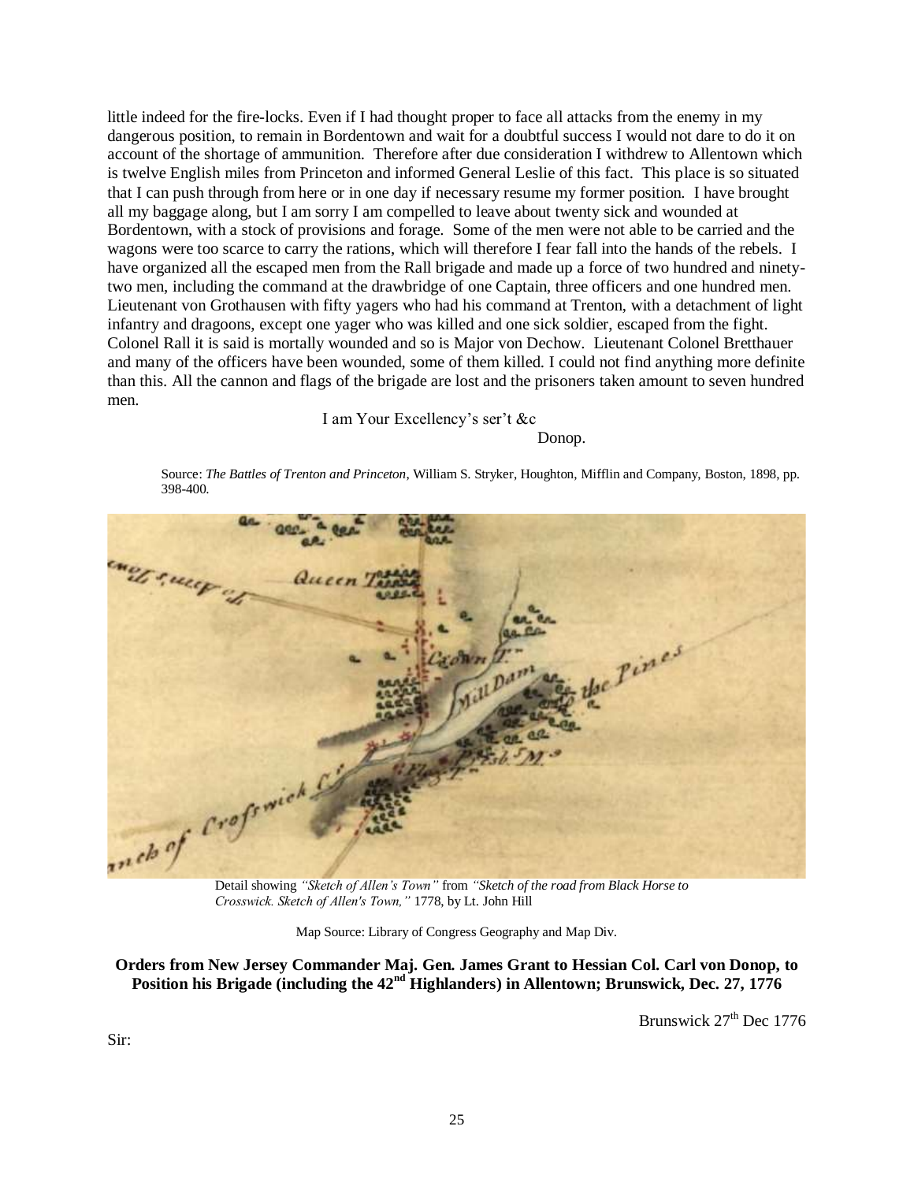little indeed for the fire-locks. Even if I had thought proper to face all attacks from the enemy in my dangerous position, to remain in Bordentown and wait for a doubtful success I would not dare to do it on account of the shortage of ammunition. Therefore after due consideration I withdrew to Allentown which is twelve English miles from Princeton and informed General Leslie of this fact. This place is so situated that I can push through from here or in one day if necessary resume my former position. I have brought all my baggage along, but I am sorry I am compelled to leave about twenty sick and wounded at Bordentown, with a stock of provisions and forage. Some of the men were not able to be carried and the wagons were too scarce to carry the rations, which will therefore I fear fall into the hands of the rebels. I have organized all the escaped men from the Rall brigade and made up a force of two hundred and ninety-two men, including the command at the drawbridge of one Captain, three officers and one hundred men. Lieutenant von Grothausen with fifty yagers who had his command at Trenton, with a detachment of light infantry and dragoons, except one yager who was killed and one sick soldier, escaped from the fight. Colonel Rall it is said is mortally wounded and so is Major von Dechow. Lieutenant Colonel Bretthauer and many of the officers have been wounded, some of them killed. I could not find anything more definite than this. All the cannon and flags of the brigade are lost and the prisoners taken amount to seven hundred men.

I am Your Excellency's ser't &c

Donop.

Source: *The Battles of Trenton and Princeton*, William S. Stryker, Houghton, Mifflin and Company, Boston, 1898, pp. 398-400.

Detail showing *"Sketch of Allen's Town"* from *"Sketch of the road from Black Horse to Crosswick. Sketch of Allen's Town,"* 1778, by Lt. John Hill

Map Source: Library of Congress Geography and Map Div.

**Orders from New Jersey Commander Maj. Gen. James Grant to Hessian Col. Carl von Donop, to Position his Brigade (including the 42nd Highlanders) in Allentown; Brunswick, Dec. 27, 1776**

Brunswick 27th Dec 1776

Sir: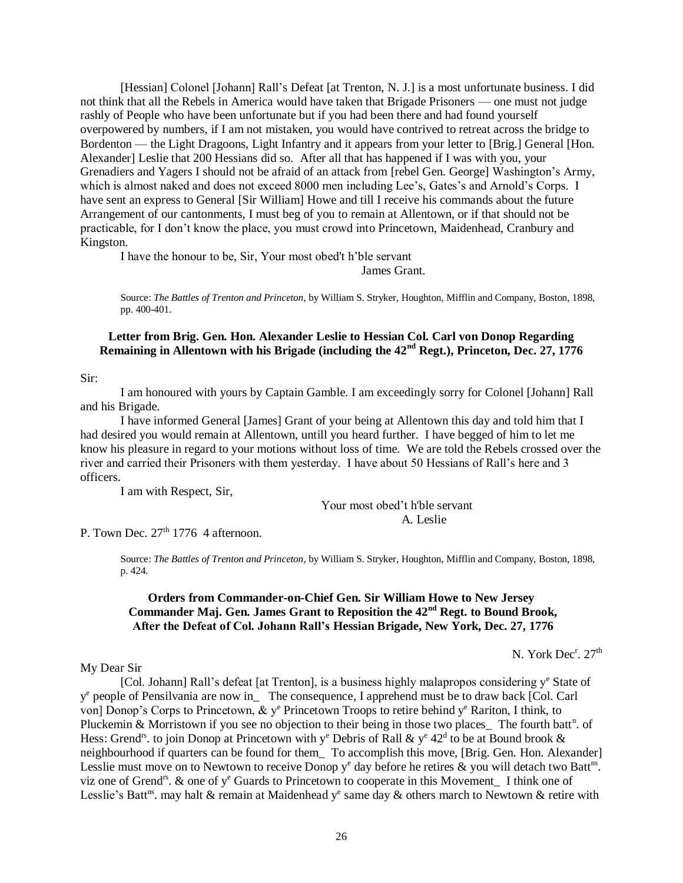[Hessian] Colonel [Johann] Rall's Defeat [at Trenton, N. J.] is a most unfortunate business. I did not think that all the Rebels in America would have taken that Brigade Prisoners — one must not judge rashly of People who have been unfortunate but if you had been there and had found yourself overpowered by numbers, if I am not mistaken, you would have contrived to retreat across the bridge to Bordenton — the Light Dragoons, Light Infantry and it appears from your letter to [Brig.] General [Hon. Alexander] Leslie that 200 Hessians did so. After all that has happened if I was with you, your Grenadiers and Yagers I should not be afraid of an attack from [rebel Gen. George] Washington's Army, which is almost naked and does not exceed 8000 men including Lee's, Gates's and Arnold's Corps. I have sent an express to General [Sir William] Howe and till I receive his commands about the future Arrangement of our cantonments, I must beg of you to remain at Allentown, or if that should not be practicable, for I don't know the place, you must crowd into Princetown, Maidenhead, Cranbury and Kingston.

I have the honour to be, Sir, Your most obed't h'ble servant

James Grant.

Source: *The Battles of Trenton and Princeton*, by William S. Stryker, Houghton, Mifflin and Company, Boston, 1898, pp. 400-401.

**Letter from Brig. Gen. Hon. Alexander Leslie to Hessian Col. Carl von Donop Regarding Remaining in Allentown with his Brigade (including the 42nd Regt.), Princeton, Dec. 27, 1776**

Sir:

I am honoured with yours by Captain Gamble. I am exceedingly sorry for Colonel [Johann] Rall and his Brigade.

I have informed General [James] Grant of your being at Allentown this day and told him that I had desired you would remain at Allentown, untill you heard further. I have begged of him to let me know his pleasure in regard to your motions without loss of time. We are told the Rebels crossed over the river and carried their Prisoners with them yesterday. I have about 50 Hessians of Rall's here and 3 officers.

I am with Respect, Sir,

Your most obed't h'ble servant
A. Leslie

P. Town Dec. 27th 1776 4 afternoon.

Source: *The Battles of Trenton and Princeton*, by William S. Stryker, Houghton, Mifflin and Company, Boston, 1898, p. 424.

**Orders from Commander-on-Chief Gen. Sir William Howe to New Jersey Commander Maj. Gen. James Grant to Reposition the 42nd Regt. to Bound Brook, After the Defeat of Col. Johann Rall's Hessian Brigade, New York, Dec. 27, 1776**

N. York Decr. 27th

My Dear Sir

[Col. Johann] Rall's defeat [at Trenton], is a business highly malapropos considering ye State of ye people of Pensilvania are now in_ The consequence, I apprehend must be to draw back [Col. Carl von] Donop's Corps to Princetown, & ye Princetown Troops to retire behind ye Rariton, I think, to Pluckemin & Morristown if you see no objection to their being in those two places_ The fourth battn. of Hess: Grendrs. to join Donop at Princetown with ye Debris of Rall & ye 42d to be at Bound brook & neighbourhood if quarters can be found for them_ To accomplish this move, [Brig. Gen. Hon. Alexander] Lesslie must move on to Newtown to receive Donop ye day before he retires & you will detach two Battns. viz one of Grendrs. & one of ye Guards to Princetown to cooperate in this Movement_ I think one of Lesslie's Battns. may halt & remain at Maidenhead ye same day & others march to Newtown & retire with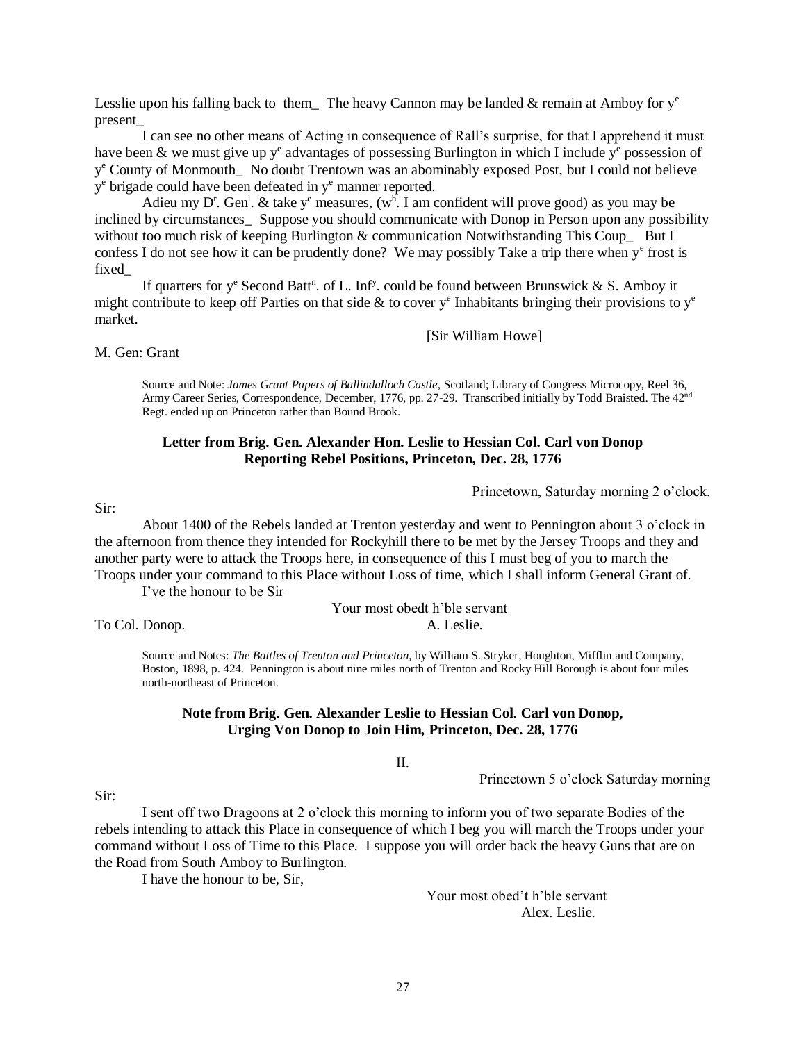Leslie upon his falling back to them_ The heavy Cannon may be landed & remain at Amboy for y^e present_

I can see no other means of Acting in consequence of Rall's surprise, for that I apprehend it must have been & we must give up y^e advantages of possessing Burlington in which I include y^e possession of y^e County of Monmouth_ No doubt Trentown was an abominably exposed Post, but I could not believe y^e brigade could have been defeated in y^e manner reported.

Adieu my D^r. Gen^l. & take y^e measures, (w^h. I am confident will prove good) as you may be inclined by circumstances_ Suppose you should communicate with Donop in Person upon any possibility without too much risk of keeping Burlington & communication Notwithstanding This Coup_ But I confess I do not see how it can be prudently done? We may possibly Take a trip there when y^e frost is fixed_

If quarters for y^e Second Batt^n. of L. Inf^y. could be found between Brunswick & S. Amboy it might contribute to keep off Parties on that side & to cover y^e Inhabitants bringing their provisions to y^e market.

[Sir William Howe]

M. Gen: Grant

Source and Note: *James Grant Papers of Ballindalloch Castle*, Scotland; Library of Congress Microcopy, Reel 36, Army Career Series, Correspondence, December, 1776, pp. 27-29. Transcribed initially by Todd Braisted. The 42nd Regt. ended up on Princeton rather than Bound Brook.

### Letter from Brig. Gen. Alexander Hon. Leslie to Hessian Col. Carl von Donop Reporting Rebel Positions, Princeton, Dec. 28, 1776

Princetown, Saturday morning 2 o'clock.

Sir:

About 1400 of the Rebels landed at Trenton yesterday and went to Pennington about 3 o'clock in the afternoon from thence they intended for Rockyhill there to be met by the Jersey Troops and they and another party were to attack the Troops here, in consequence of this I must beg of you to march the Troops under your command to this Place without Loss of time, which I shall inform General Grant of.

I've the honour to be Sir

Your most obedt h'ble servant

To Col. Donop. A. Leslie.

Source and Notes: *The Battles of Trenton and Princeton*, by William S. Stryker, Houghton, Mifflin and Company, Boston, 1898, p. 424. Pennington is about nine miles north of Trenton and Rocky Hill Borough is about four miles north-northeast of Princeton.

### Note from Brig. Gen. Alexander Leslie to Hessian Col. Carl von Donop, Urging Von Donop to Join Him, Princeton, Dec. 28, 1776

II.

Princetown 5 o'clock Saturday morning

Sir:

I sent off two Dragoons at 2 o'clock this morning to inform you of two separate Bodies of the rebels intending to attack this Place in consequence of which I beg you will march the Troops under your command without Loss of Time to this Place. I suppose you will order back the heavy Guns that are on the Road from South Amboy to Burlington.

I have the honour to be, Sir,

Your most obed't h'ble servant

Alex. Leslie.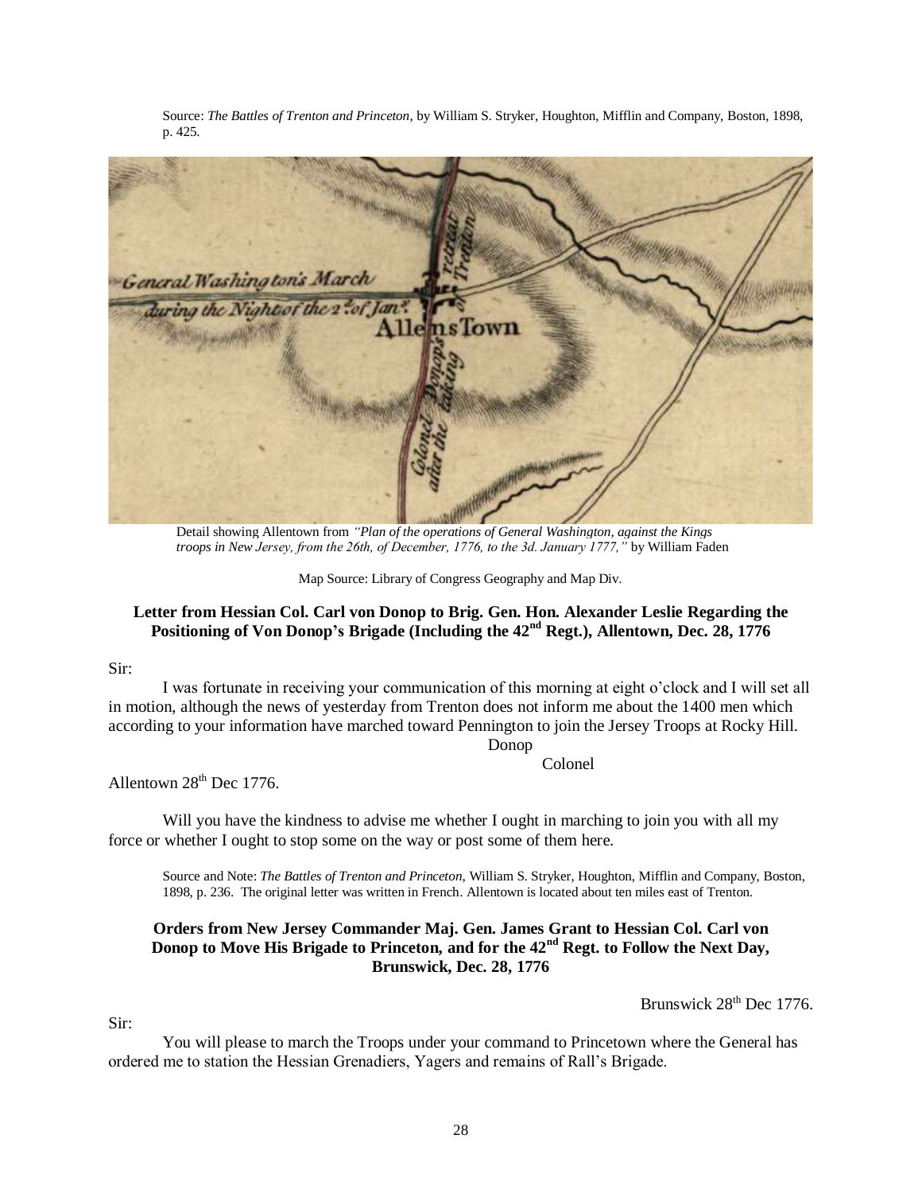Source: *The Battles of Trenton and Princeton*, by William S. Stryker, Houghton, Mifflin and Company, Boston, 1898, p. 425.

Detail showing Allentown from *"Plan of the operations of General Washington, against the Kings troops in New Jersey, from the 26th, of December, 1776, to the 3d. January 1777,"* by William Faden

Map Source: Library of Congress Geography and Map Div.

### Letter from Hessian Col. Carl von Donop to Brig. Gen. Hon. Alexander Leslie Regarding the Positioning of Von Donop's Brigade (Including the 42nd Regt.), Allentown, Dec. 28, 1776

Sir:

I was fortunate in receiving your communication of this morning at eight o'clock and I will set all in motion, although the news of yesterday from Trenton does not inform me about the 1400 men which according to your information have marched toward Pennington to join the Jersey Troops at Rocky Hill.

Donop

Colonel

Allentown 28th Dec 1776.

Will you have the kindness to advise me whether I ought in marching to join you with all my force or whether I ought to stop some on the way or post some of them here.

Source and Note: *The Battles of Trenton and Princeton*, William S. Stryker, Houghton, Mifflin and Company, Boston, 1898, p. 236. The original letter was written in French. Allentown is located about ten miles east of Trenton.

### Orders from New Jersey Commander Maj. Gen. James Grant to Hessian Col. Carl von Donop to Move His Brigade to Princeton, and for the 42nd Regt. to Follow the Next Day, Brunswick, Dec. 28, 1776

Brunswick 28th Dec 1776.

Sir:

You will please to march the Troops under your command to Princetown where the General has ordered me to station the Hessian Grenadiers, Yagers and remains of Rall's Brigade.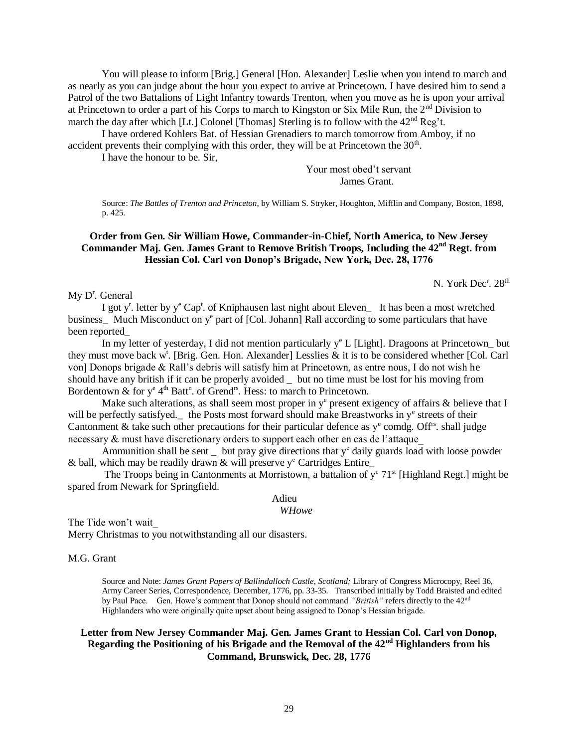You will please to inform [Brig.] General [Hon. Alexander] Leslie when you intend to march and as nearly as you can judge about the hour you expect to arrive at Princetown. I have desired him to send a Patrol of the two Battalions of Light Infantry towards Trenton, when you move as he is upon your arrival at Princetown to order a part of his Corps to march to Kingston or Six Mile Run, the 2nd Division to march the day after which [Lt.] Colonel [Thomas] Sterling is to follow with the 42nd Reg't.

I have ordered Kohlers Bat. of Hessian Grenadiers to march tomorrow from Amboy, if no accident prevents their complying with this order, they will be at Princetown the 30th.

I have the honour to be. Sir,

Your most obed't servant
James Grant.

Source: *The Battles of Trenton and Princeton,* by William S. Stryker, Houghton, Mifflin and Company, Boston, 1898, p. 425.

**Order from Gen. Sir William Howe, Commander-in-Chief, North America, to New Jersey Commander Maj. Gen. James Grant to Remove British Troops, Including the 42nd Regt. from Hessian Col. Carl von Donop's Brigade, New York, Dec. 28, 1776**

N. York Decr. 28th

My Dr. General

I got yr. letter by ye Capt. of Kniphausen last night about Eleven_ It has been a most wretched business_ Much Misconduct on ye part of [Col. Johann] Rall according to some particulars that have been reported_

In my letter of yesterday, I did not mention particularly ye L [Light]. Dragoons at Princetown_ but they must move back wt. [Brig. Gen. Hon. Alexander] Lesslies & it is to be considered whether [Col. Carl von] Donops brigade & Rall's debris will satisfy him at Princetown, as entre nous, I do not wish he should have any british if it can be properly avoided _ but no time must be lost for his moving from Bordentown & for ye 4th Battn. of Grendrs. Hess: to march to Princetown.

Make such alterations, as shall seem most proper in ye present exigency of affairs & believe that I will be perfectly satisfyed._ the Posts most forward should make Breastworks in ye streets of their Cantonment & take such other precautions for their particular defence as ye comdg. Offrs. shall judge necessary & must have discretionary orders to support each other en cas de l'attaque_

Ammunition shall be sent _ but pray give directions that ye daily guards load with loose powder & ball, which may be readily drawn & will preserve ye Cartridges Entire_

The Troops being in Cantonments at Morristown, a battalion of ye 71st [Highland Regt.] might be spared from Newark for Springfield.

Adieu
*WHowe*

The Tide won't wait_
Merry Christmas to you notwithstanding all our disasters.

M.G. Grant

Source and Note: *James Grant Papers of Ballindalloch Castle, Scotland;* Library of Congress Microcopy, Reel 36, Army Career Series, Correspondence, December, 1776, pp. 33-35. Transcribed initially by Todd Braisted and edited by Paul Pace. Gen. Howe's comment that Donop should not command *"British"* refers directly to the 42nd Highlanders who were originally quite upset about being assigned to Donop's Hessian brigade.

**Letter from New Jersey Commander Maj. Gen. James Grant to Hessian Col. Carl von Donop, Regarding the Positioning of his Brigade and the Removal of the 42nd Highlanders from his Command, Brunswick, Dec. 28, 1776**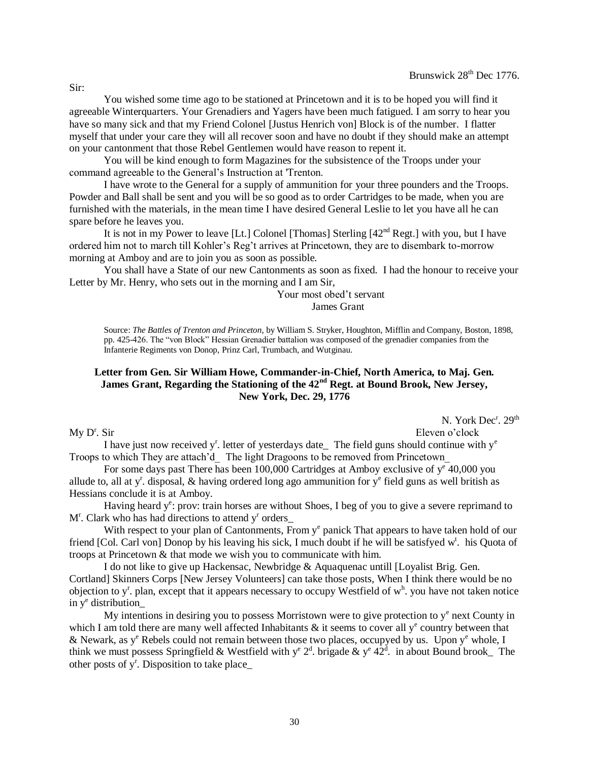Brunswick 28th Dec 1776.

Sir:

You wished some time ago to be stationed at Princetown and it is to be hoped you will find it agreeable Winterquarters. Your Grenadiers and Yagers have been much fatigued. I am sorry to hear you have so many sick and that my Friend Colonel [Justus Henrich von] Block is of the number. I flatter myself that under your care they will all recover soon and have no doubt if they should make an attempt on your cantonment that those Rebel Gentlemen would have reason to repent it.

You will be kind enough to form Magazines for the subsistence of the Troops under your command agreeable to the General's Instruction at 'Trenton.

I have wrote to the General for a supply of ammunition for your three pounders and the Troops. Powder and Ball shall be sent and you will be so good as to order Cartridges to be made, when you are furnished with the materials, in the mean time I have desired General Leslie to let you have all he can spare before he leaves you.

It is not in my Power to leave [Lt.] Colonel [Thomas] Sterling [42nd Regt.] with you, but I have ordered him not to march till Kohler's Reg't arrives at Princetown, they are to disembark to-morrow morning at Amboy and are to join you as soon as possible.

You shall have a State of our new Cantonments as soon as fixed. I had the honour to receive your Letter by Mr. Henry, who sets out in the morning and I am Sir,

Your most obed't servant
James Grant

Source: *The Battles of Trenton and Princeton*, by William S. Stryker, Houghton, Mifflin and Company, Boston, 1898, pp. 425-426. The "von Block" Hessian Grenadier battalion was composed of the grenadier companies from the Infanterie Regiments von Donop, Prinz Carl, Trumbach, and Wutginau.

**Letter from Gen. Sir William Howe, Commander-in-Chief, North America, to Maj. Gen. James Grant, Regarding the Stationing of the 42nd Regt. at Bound Brook, New Jersey, New York, Dec. 29, 1776**

N. York Decr. 29th
Eleven o'clock

My Dr. Sir

I have just now received yr. letter of yesterdays date_ The field guns should continue with ye Troops to which They are attach'd_ The light Dragoons to be removed from Princetown_

For some days past There has been 100,000 Cartridges at Amboy exclusive of ye 40,000 you allude to, all at yr. disposal, & having ordered long ago ammunition for ye field guns as well british as Hessians conclude it is at Amboy.

Having heard ye: prov: train horses are without Shoes, I beg of you to give a severe reprimand to Mr. Clark who has had directions to attend yr orders_

With respect to your plan of Cantonments, From ye panick That appears to have taken hold of our friend [Col. Carl von] Donop by his leaving his sick, I much doubt if he will be satisfyed wt. his Quota of troops at Princetown & that mode we wish you to communicate with him.

I do not like to give up Hackensac, Newbridge & Aquaquenac untill [Loyalist Brig. Gen. Cortland] Skinners Corps [New Jersey Volunteers] can take those posts, When I think there would be no objection to yr. plan, except that it appears necessary to occupy Westfield of wh. you have not taken notice in ye distribution_

My intentions in desiring you to possess Morristown were to give protection to ye next County in which I am told there are many well affected Inhabitants & it seems to cover all ye country between that & Newark, as ye Rebels could not remain between those two places, occupyed by us. Upon ye whole, I think we must possess Springfield & Westfield with ye 2d. brigade & ye 42d. in about Bound brook_ The other posts of yr. Disposition to take place_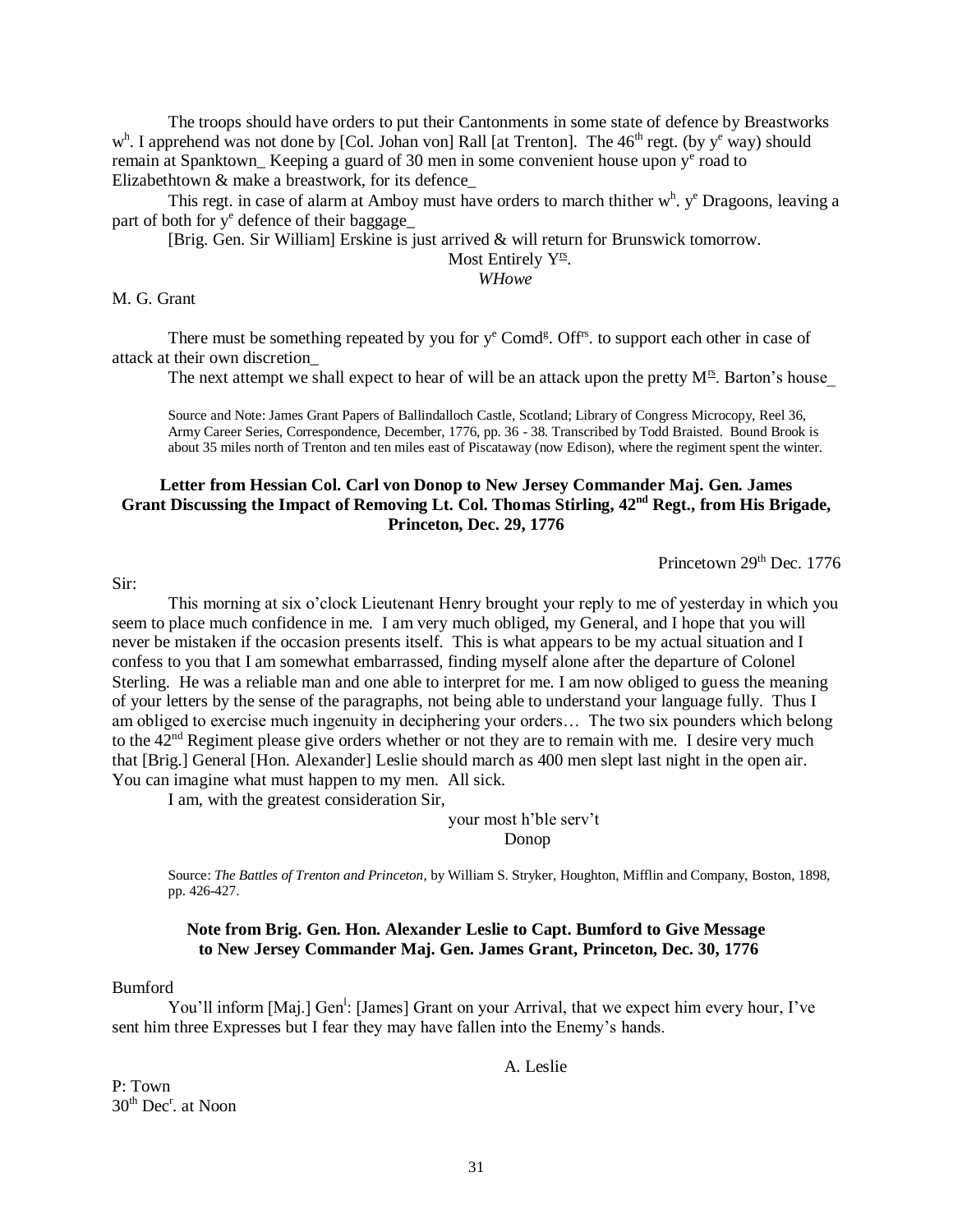The troops should have orders to put their Cantonments in some state of defence by Breastworks w[h]. I apprehend was not done by [Col. Johan von] Rall [at Trenton]. The 46[th] regt. (by y[e] way) should remain at Spanktown_ Keeping a guard of 30 men in some convenient house upon y[e] road to Elizabethtown & make a breastwork, for its defence_

This regt. in case of alarm at Amboy must have orders to march thither w[h]. y[e] Dragoons, leaving a part of both for y[e] defence of their baggage_

[Brig. Gen. Sir William] Erskine is just arrived & will return for Brunswick tomorrow.

Most Entirely Y[rs].
*WHowe*

M. G. Grant

There must be something repeated by you for y[e] Comd[g]. Off[rs]. to support each other in case of attack at their own discretion_

The next attempt we shall expect to hear of will be an attack upon the pretty M[rs]. Barton's house_

Source and Note: James Grant Papers of Ballindalloch Castle, Scotland; Library of Congress Microcopy, Reel 36, Army Career Series, Correspondence, December, 1776, pp. 36 - 38. Transcribed by Todd Braisted. Bound Brook is about 35 miles north of Trenton and ten miles east of Piscataway (now Edison), where the regiment spent the winter.

### Letter from Hessian Col. Carl von Donop to New Jersey Commander Maj. Gen. James Grant Discussing the Impact of Removing Lt. Col. Thomas Stirling, 42[nd] Regt., from His Brigade, Princeton, Dec. 29, 1776

Princetown 29[th] Dec. 1776

Sir:

This morning at six o'clock Lieutenant Henry brought your reply to me of yesterday in which you seem to place much confidence in me. I am very much obliged, my General, and I hope that you will never be mistaken if the occasion presents itself. This is what appears to be my actual situation and I confess to you that I am somewhat embarrassed, finding myself alone after the departure of Colonel Sterling. He was a reliable man and one able to interpret for me. I am now obliged to guess the meaning of your letters by the sense of the paragraphs, not being able to understand your language fully. Thus I am obliged to exercise much ingenuity in deciphering your orders… The two six pounders which belong to the 42[nd] Regiment please give orders whether or not they are to remain with me. I desire very much that [Brig.] General [Hon. Alexander] Leslie should march as 400 men slept last night in the open air. You can imagine what must happen to my men. All sick.

I am, with the greatest consideration Sir,

your most h'ble serv't
Donop

Source: *The Battles of Trenton and Princeton*, by William S. Stryker, Houghton, Mifflin and Company, Boston, 1898, pp. 426-427.

### Note from Brig. Gen. Hon. Alexander Leslie to Capt. Bumford to Give Message to New Jersey Commander Maj. Gen. James Grant, Princeton, Dec. 30, 1776

Bumford

You'll inform [Maj.] Gen[l]: [James] Grant on your Arrival, that we expect him every hour, I've sent him three Expresses but I fear they may have fallen into the Enemy's hands.

A. Leslie

P: Town
30[th] Dec[r]. at Noon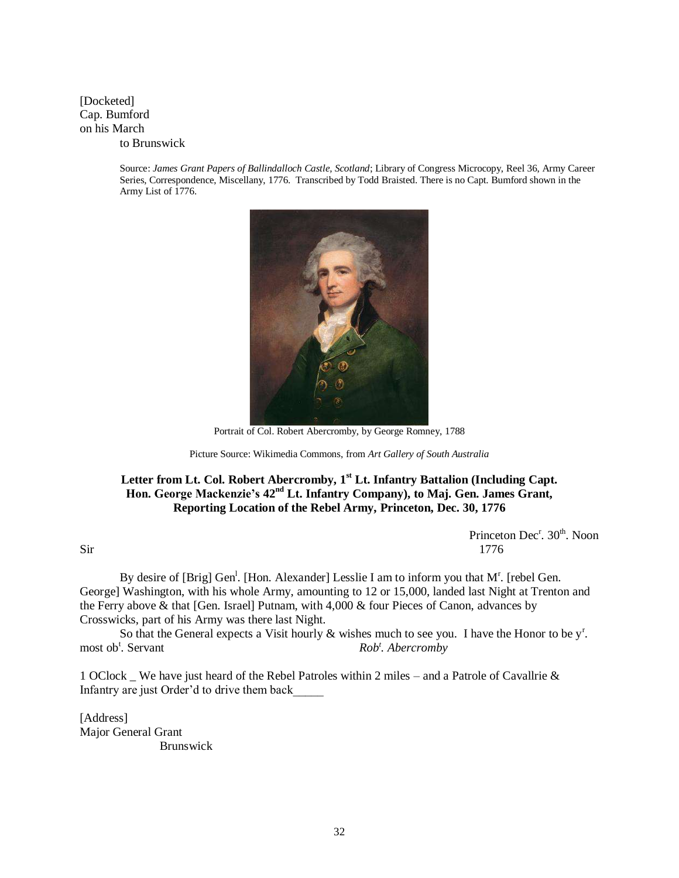[Docketed]
Cap. Bumford
on his March
to Brunswick

Source: *James Grant Papers of Ballindalloch Castle, Scotland*; Library of Congress Microcopy, Reel 36, Army Career Series, Correspondence, Miscellany, 1776. Transcribed by Todd Braisted. There is no Capt. Bumford shown in the Army List of 1776.

Portrait of Col. Robert Abercromby, by George Romney, 1788

Picture Source: Wikimedia Commons, from *Art Gallery of South Australia*

**Letter from Lt. Col. Robert Abercromby, 1st Lt. Infantry Battalion (Including Capt. Hon. George Mackenzie's 42nd Lt. Infantry Company), to Maj. Gen. James Grant, Reporting Location of the Rebel Army, Princeton, Dec. 30, 1776**

Princeton Dec[r]. 30[th]. Noon
1776

Sir

By desire of [Brig] Gen[l]. [Hon. Alexander] Lesslie I am to inform you that M[r]. [rebel Gen. George] Washington, with his whole Army, amounting to 12 or 15,000, landed last Night at Trenton and the Ferry above & that [Gen. Israel] Putnam, with 4,000 & four Pieces of Canon, advances by Crosswicks, part of his Army was there last Night.

So that the General expects a Visit hourly & wishes much to see you. I have the Honor to be y[r]. most ob[t]. Servant *Rob[t]. Abercromby*

1 OClock _ We have just heard of the Rebel Patroles within 2 miles – and a Patrole of Cavallrie & Infantry are just Order'd to drive them back_____

[Address]
Major General Grant
Brunswick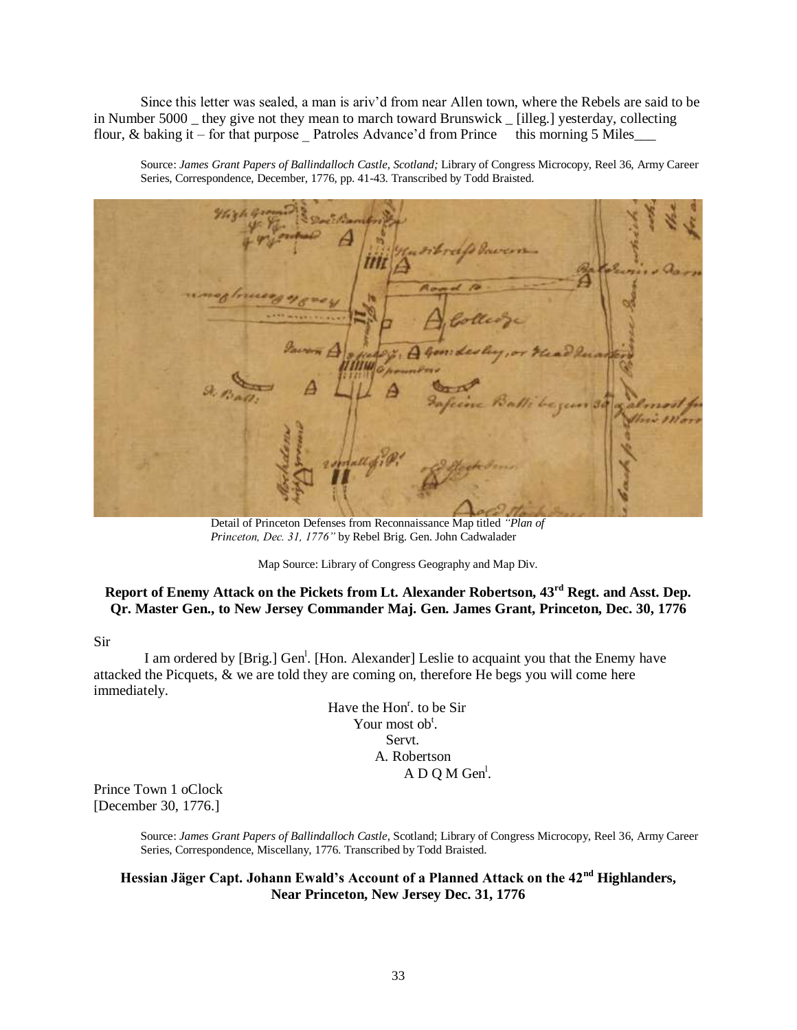Since this letter was sealed, a man is ariv'd from near Allen town, where the Rebels are said to be in Number 5000 _ they give not they mean to march toward Brunswick _ [illeg.] yesterday, collecting flour, & baking it – for that purpose _ Patroles Advance'd from Prince this morning 5 Miles___

Source: *James Grant Papers of Ballindalloch Castle, Scotland;* Library of Congress Microcopy, Reel 36, Army Career Series, Correspondence, December, 1776, pp. 41-43. Transcribed by Todd Braisted.

Detail of Princeton Defenses from Reconnaissance Map titled *"Plan of Princeton, Dec. 31, 1776"* by Rebel Brig. Gen. John Cadwalader

Map Source: Library of Congress Geography and Map Div.

**Report of Enemy Attack on the Pickets from Lt. Alexander Robertson, 43rd Regt. and Asst. Dep. Qr. Master Gen., to New Jersey Commander Maj. Gen. James Grant, Princeton, Dec. 30, 1776**

Sir

I am ordered by [Brig.] Genl. [Hon. Alexander] Leslie to acquaint you that the Enemy have attacked the Picquets, & we are told they are coming on, therefore He begs you will come here immediately.

Have the Honr. to be Sir
Your most obt.
Servt.
A. Robertson
A D Q M Genl.

Prince Town 1 oClock
[December 30, 1776.]

Source: *James Grant Papers of Ballindalloch Castle*, Scotland; Library of Congress Microcopy, Reel 36, Army Career Series, Correspondence, Miscellany, 1776. Transcribed by Todd Braisted.

**Hessian Jäger Capt. Johann Ewald's Account of a Planned Attack on the 42nd Highlanders, Near Princeton, New Jersey Dec. 31, 1776**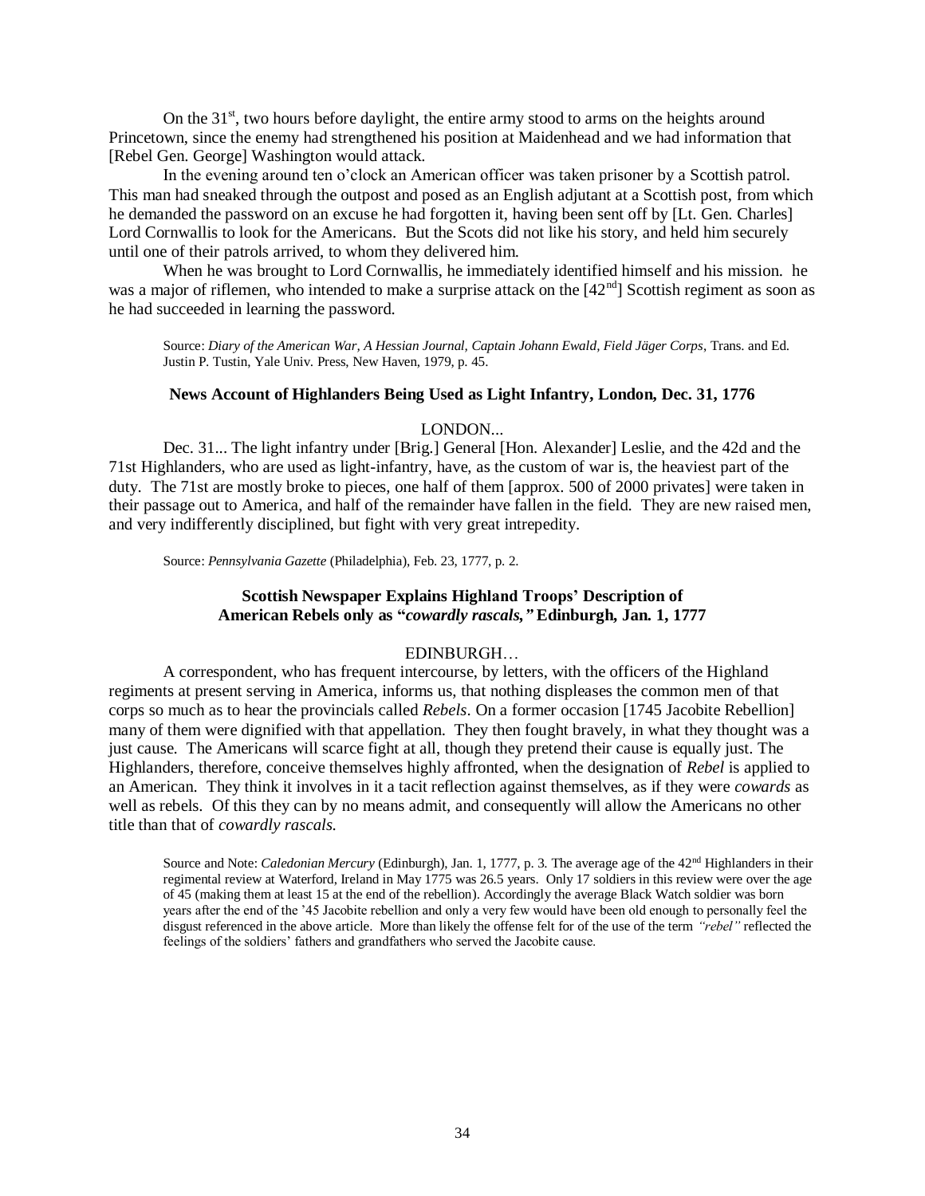On the 31st, two hours before daylight, the entire army stood to arms on the heights around Princetown, since the enemy had strengthened his position at Maidenhead and we had information that [Rebel Gen. George] Washington would attack.

In the evening around ten o'clock an American officer was taken prisoner by a Scottish patrol. This man had sneaked through the outpost and posed as an English adjutant at a Scottish post, from which he demanded the password on an excuse he had forgotten it, having been sent off by [Lt. Gen. Charles] Lord Cornwallis to look for the Americans. But the Scots did not like his story, and held him securely until one of their patrols arrived, to whom they delivered him.

When he was brought to Lord Cornwallis, he immediately identified himself and his mission. he was a major of riflemen, who intended to make a surprise attack on the [42nd] Scottish regiment as soon as he had succeeded in learning the password.

Source: *Diary of the American War, A Hessian Journal, Captain Johann Ewald, Field Jäger Corps*, Trans. and Ed. Justin P. Tustin, Yale Univ. Press, New Haven, 1979, p. 45.

### News Account of Highlanders Being Used as Light Infantry, London, Dec. 31, 1776

LONDON...

Dec. 31... The light infantry under [Brig.] General [Hon. Alexander] Leslie, and the 42d and the 71st Highlanders, who are used as light-infantry, have, as the custom of war is, the heaviest part of the duty. The 71st are mostly broke to pieces, one half of them [approx. 500 of 2000 privates] were taken in their passage out to America, and half of the remainder have fallen in the field. They are new raised men, and very indifferently disciplined, but fight with very great intrepedity.

Source: *Pennsylvania Gazette* (Philadelphia), Feb. 23, 1777, p. 2.

### Scottish Newspaper Explains Highland Troops' Description of American Rebels only as "*cowardly rascals,*" Edinburgh, Jan. 1, 1777

EDINBURGH…

A correspondent, who has frequent intercourse, by letters, with the officers of the Highland regiments at present serving in America, informs us, that nothing displeases the common men of that corps so much as to hear the provincials called *Rebels*. On a former occasion [1745 Jacobite Rebellion] many of them were dignified with that appellation. They then fought bravely, in what they thought was a just cause. The Americans will scarce fight at all, though they pretend their cause is equally just. The Highlanders, therefore, conceive themselves highly affronted, when the designation of *Rebel* is applied to an American. They think it involves in it a tacit reflection against themselves, as if they were *cowards* as well as rebels. Of this they can by no means admit, and consequently will allow the Americans no other title than that of *cowardly rascals.*

Source and Note: *Caledonian Mercury* (Edinburgh), Jan. 1, 1777, p. 3. The average age of the 42nd Highlanders in their regimental review at Waterford, Ireland in May 1775 was 26.5 years. Only 17 soldiers in this review were over the age of 45 (making them at least 15 at the end of the rebellion). Accordingly the average Black Watch soldier was born years after the end of the '45 Jacobite rebellion and only a very few would have been old enough to personally feel the disgust referenced in the above article. More than likely the offense felt for of the use of the term *"rebel"* reflected the feelings of the soldiers' fathers and grandfathers who served the Jacobite cause.